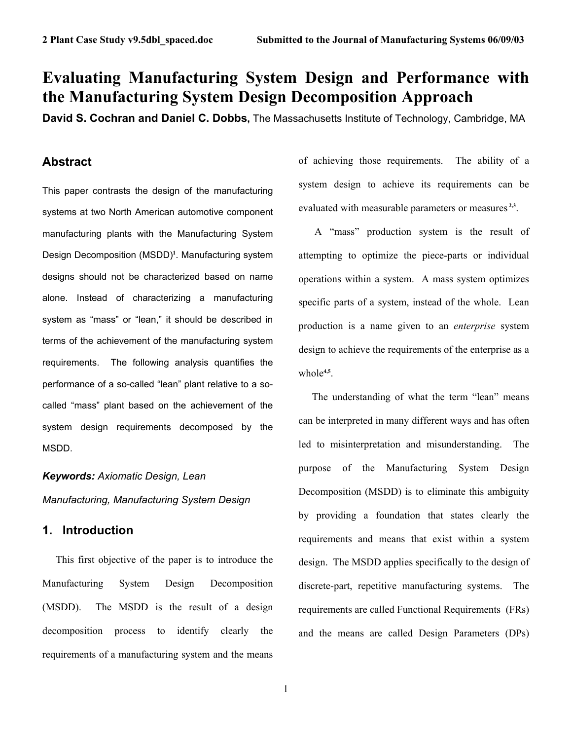# Evaluating Manufacturing System Design and Performance with the Manufacturing System Design Decomposition Approach

**David S. Cochran and Daniel C. Dobbs,** The Massachusetts Institute of Technology, Cambridge, MA

## Abstract

This paper contrasts the design of the manufacturing systems at two North American automotive component manufacturing plants with the Manufacturing System Design Decomposition (MSDD)[1]. Manufacturing system designs should not be characterized based on name alone. Instead of characterizing a manufacturing system as "mass" or "lean," it should be described in terms of the achievement of the manufacturing system requirements. The following analysis quantifies the performance of a so-called "lean" plant relative to a so-called "mass" plant based on the achievement of the system design requirements decomposed by the MSDD.

***Keywords:*** *Axiomatic Design, Lean Manufacturing, Manufacturing System Design*

## 1. Introduction

This first objective of the paper is to introduce the Manufacturing System Design Decomposition (MSDD). The MSDD is the result of a design decomposition process to identify clearly the requirements of a manufacturing system and the means of achieving those requirements. The ability of a system design to achieve its requirements can be evaluated with measurable parameters or measures [2,3].

A "mass" production system is the result of attempting to optimize the piece-parts or individual operations within a system. A mass system optimizes specific parts of a system, instead of the whole. Lean production is a name given to an *enterprise* system design to achieve the requirements of the enterprise as a whole[4,5].

The understanding of what the term "lean" means can be interpreted in many different ways and has often led to misinterpretation and misunderstanding. The purpose of the Manufacturing System Design Decomposition (MSDD) is to eliminate this ambiguity by providing a foundation that states clearly the requirements and means that exist within a system design. The MSDD applies specifically to the design of discrete-part, repetitive manufacturing systems. The requirements are called Functional Requirements (FRs) and the means are called Design Parameters (DPs)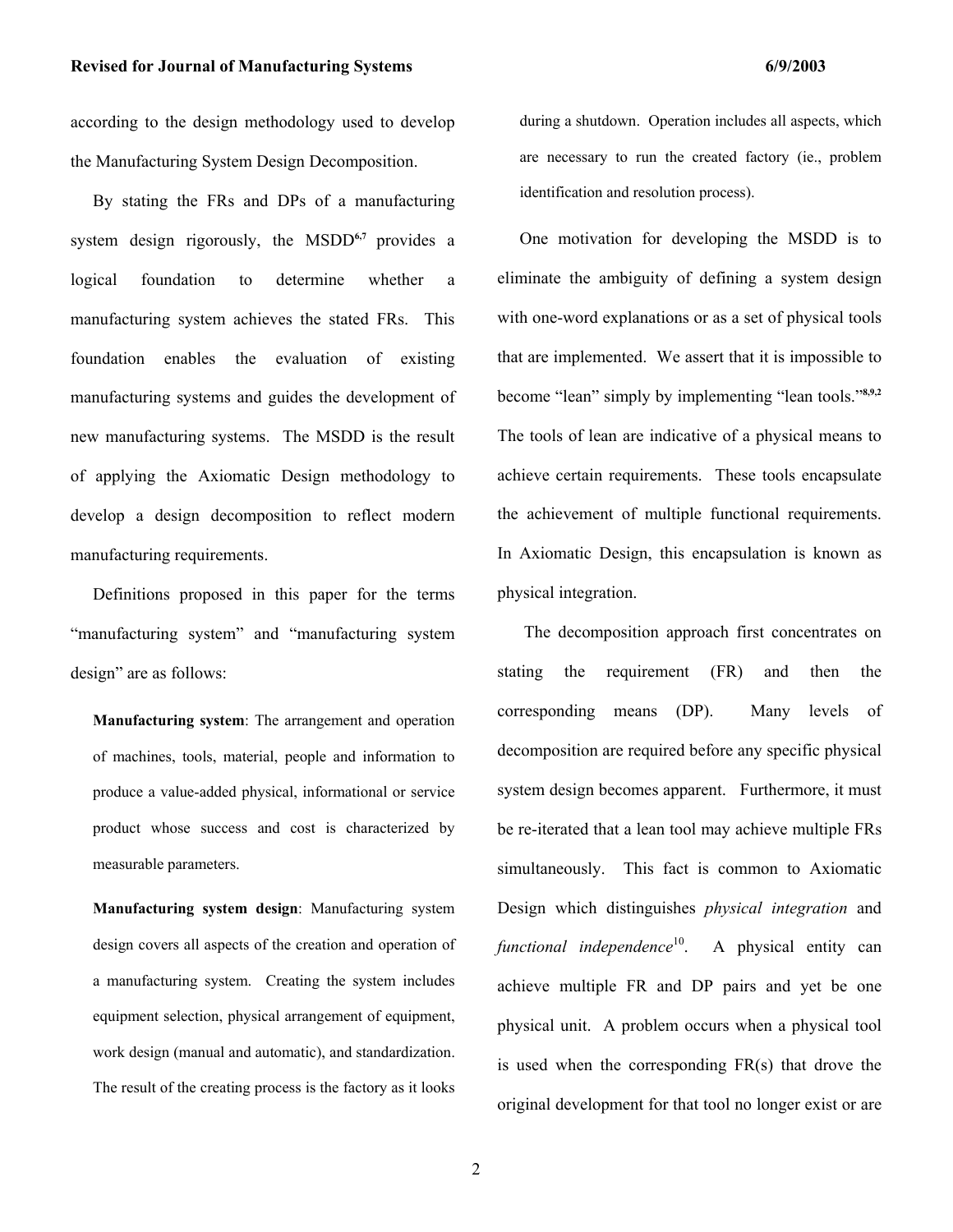according to the design methodology used to develop the Manufacturing System Design Decomposition.

By stating the FRs and DPs of a manufacturing system design rigorously, the MSDD[6,7] provides a logical foundation to determine whether a manufacturing system achieves the stated FRs. This foundation enables the evaluation of existing manufacturing systems and guides the development of new manufacturing systems. The MSDD is the result of applying the Axiomatic Design methodology to develop a design decomposition to reflect modern manufacturing requirements.

Definitions proposed in this paper for the terms "manufacturing system" and "manufacturing system design" are as follows:

> **Manufacturing system**: The arrangement and operation of machines, tools, material, people and information to produce a value-added physical, informational or service product whose success and cost is characterized by measurable parameters.
>
> **Manufacturing system design**: Manufacturing system design covers all aspects of the creation and operation of a manufacturing system. Creating the system includes equipment selection, physical arrangement of equipment, work design (manual and automatic), and standardization. The result of the creating process is the factory as it looks during a shutdown. Operation includes all aspects, which are necessary to run the created factory (ie., problem identification and resolution process).

One motivation for developing the MSDD is to eliminate the ambiguity of defining a system design with one-word explanations or as a set of physical tools that are implemented. We assert that it is impossible to become "lean" simply by implementing "lean tools."[8,9,2] The tools of lean are indicative of a physical means to achieve certain requirements. These tools encapsulate the achievement of multiple functional requirements. In Axiomatic Design, this encapsulation is known as physical integration.

The decomposition approach first concentrates on stating the requirement (FR) and then the corresponding means (DP). Many levels of decomposition are required before any specific physical system design becomes apparent. Furthermore, it must be re-iterated that a lean tool may achieve multiple FRs simultaneously. This fact is common to Axiomatic Design which distinguishes *physical integration* and *functional independence*[10]. A physical entity can achieve multiple FR and DP pairs and yet be one physical unit. A problem occurs when a physical tool is used when the corresponding FR(s) that drove the original development for that tool no longer exist or are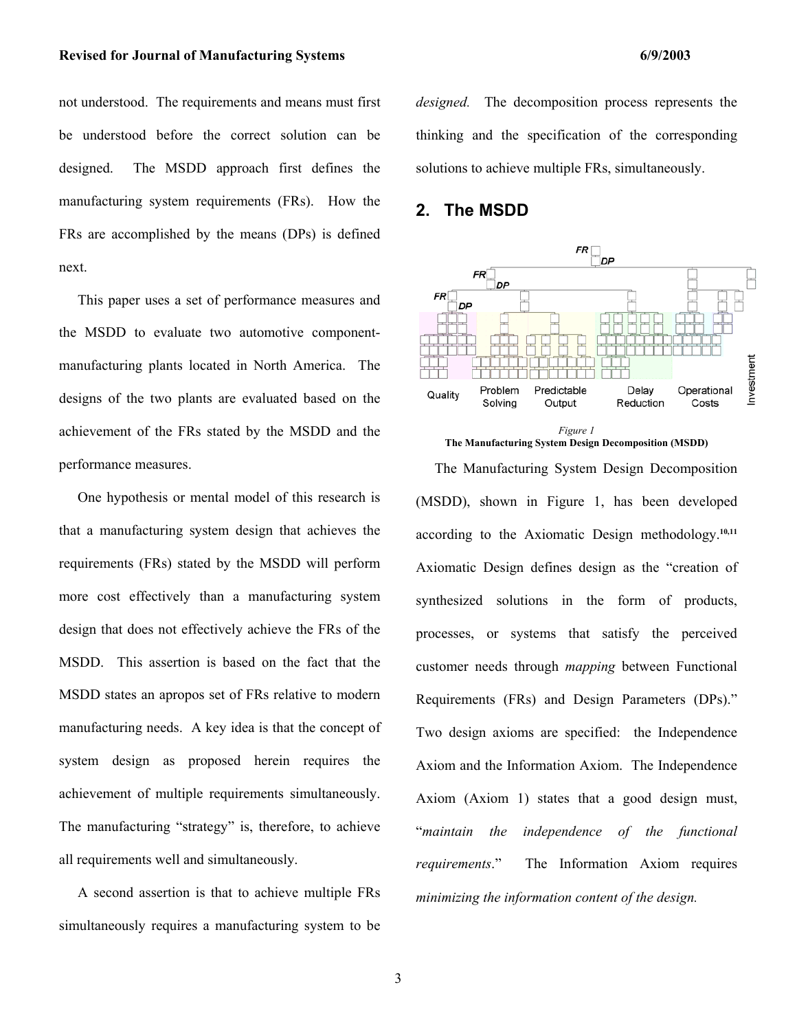not understood. The requirements and means must first be understood before the correct solution can be designed. The MSDD approach first defines the manufacturing system requirements (FRs). How the FRs are accomplished by the means (DPs) is defined next.

This paper uses a set of performance measures and the MSDD to evaluate two automotive component-manufacturing plants located in North America. The designs of the two plants are evaluated based on the achievement of the FRs stated by the MSDD and the performance measures.

One hypothesis or mental model of this research is that a manufacturing system design that achieves the requirements (FRs) stated by the MSDD will perform more cost effectively than a manufacturing system design that does not effectively achieve the FRs of the MSDD. This assertion is based on the fact that the MSDD states an apropos set of FRs relative to modern manufacturing needs. A key idea is that the concept of system design as proposed herein requires the achievement of multiple requirements simultaneously. The manufacturing "strategy" is, therefore, to achieve all requirements well and simultaneously.

A second assertion is that to achieve multiple FRs simultaneously requires a manufacturing system to be *designed.* The decomposition process represents the thinking and the specification of the corresponding solutions to achieve multiple FRs, simultaneously.

## 2. The MSDD

*Figure 1*
**The Manufacturing System Design Decomposition (MSDD)**

The Manufacturing System Design Decomposition (MSDD), shown in Figure 1, has been developed according to the Axiomatic Design methodology.[10,11] Axiomatic Design defines design as the "creation of synthesized solutions in the form of products, processes, or systems that satisfy the perceived customer needs through *mapping* between Functional Requirements (FRs) and Design Parameters (DPs)." Two design axioms are specified: the Independence Axiom and the Information Axiom. The Independence Axiom (Axiom 1) states that a good design must, "*maintain the independence of the functional requirements*." The Information Axiom requires *minimizing the information content of the design.*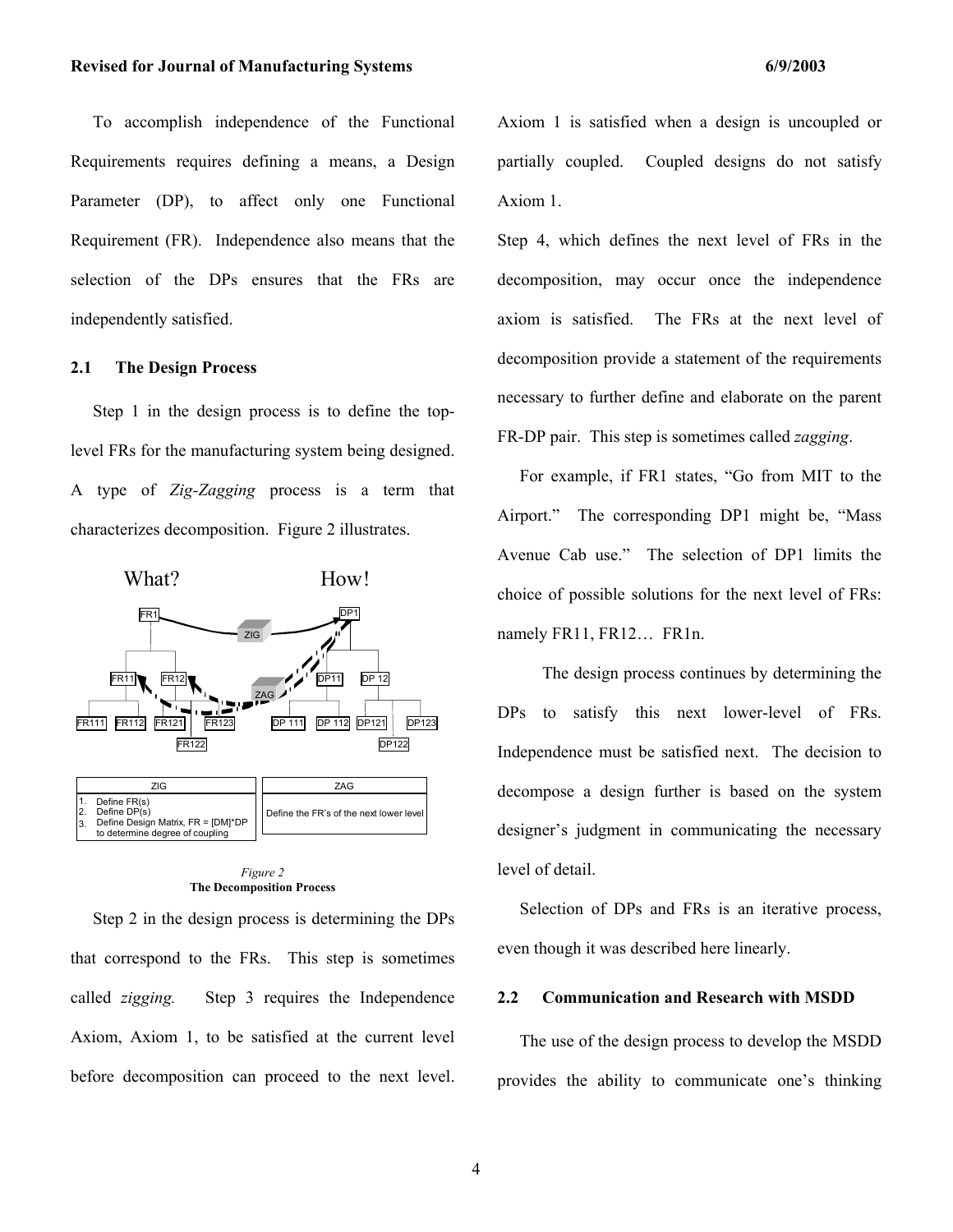To accomplish independence of the Functional Requirements requires defining a means, a Design Parameter (DP), to affect only one Functional Requirement (FR). Independence also means that the selection of the DPs ensures that the FRs are independently satisfied.

## 2.1 The Design Process

Step 1 in the design process is to define the top-level FRs for the manufacturing system being designed. A type of *Zig-Zagging* process is a term that characterizes decomposition. Figure 2 illustrates.

| ZIG | ZAG |
|---|---|
| 1. Define FR(s)<br>2. Define DP(s)<br>3. Define Design Matrix, FR = [DM]*DP to determine degree of coupling | Define the FR's of the next lower level |

*Figure 2*
**The Decomposition Process**

Step 2 in the design process is determining the DPs that correspond to the FRs. This step is sometimes called *zigging.* Step 3 requires the Independence Axiom, Axiom 1, to be satisfied at the current level before decomposition can proceed to the next level. Axiom 1 is satisfied when a design is uncoupled or partially coupled. Coupled designs do not satisfy Axiom 1.

Step 4, which defines the next level of FRs in the decomposition, may occur once the independence axiom is satisfied. The FRs at the next level of decomposition provide a statement of the requirements necessary to further define and elaborate on the parent FR-DP pair. This step is sometimes called *zagging*.

For example, if FR1 states, "Go from MIT to the Airport." The corresponding DP1 might be, "Mass Avenue Cab use." The selection of DP1 limits the choice of possible solutions for the next level of FRs: namely FR11, FR12… FR1n.

The design process continues by determining the DPs to satisfy this next lower-level of FRs. Independence must be satisfied next. The decision to decompose a design further is based on the system designer's judgment in communicating the necessary level of detail.

Selection of DPs and FRs is an iterative process, even though it was described here linearly.

## 2.2 Communication and Research with MSDD

The use of the design process to develop the MSDD provides the ability to communicate one's thinking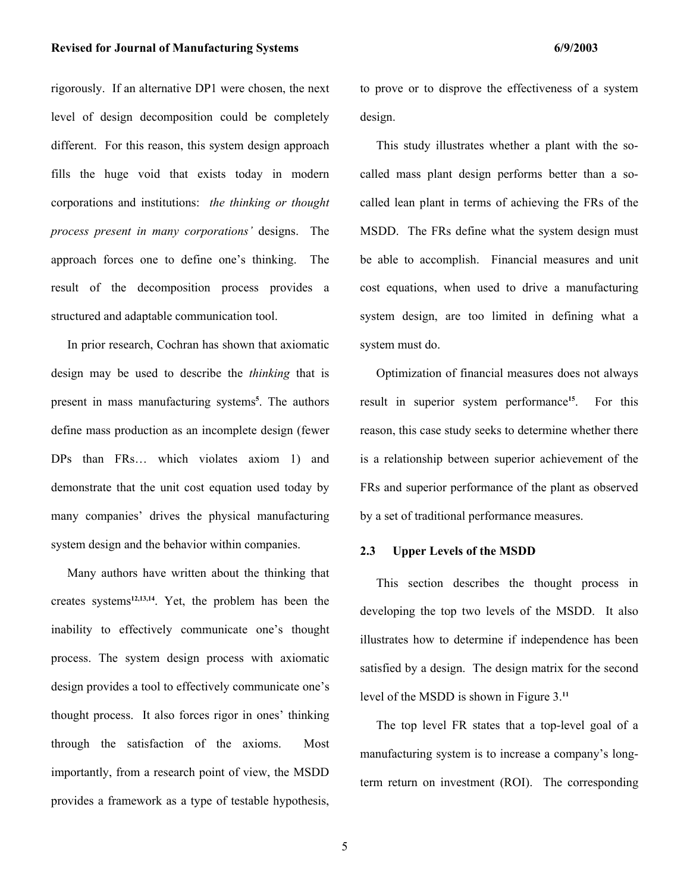rigorously. If an alternative DP1 were chosen, the next level of design decomposition could be completely different. For this reason, this system design approach fills the huge void that exists today in modern corporations and institutions: *the thinking or thought process present in many corporations'* designs. The approach forces one to define one's thinking. The result of the decomposition process provides a structured and adaptable communication tool.

In prior research, Cochran has shown that axiomatic design may be used to describe the *thinking* that is present in mass manufacturing systems[5]. The authors define mass production as an incomplete design (fewer DPs than FRs… which violates axiom 1) and demonstrate that the unit cost equation used today by many companies' drives the physical manufacturing system design and the behavior within companies.

Many authors have written about the thinking that creates systems[12,13,14]. Yet, the problem has been the inability to effectively communicate one's thought process. The system design process with axiomatic design provides a tool to effectively communicate one's thought process. It also forces rigor in ones' thinking through the satisfaction of the axioms. Most importantly, from a research point of view, the MSDD provides a framework as a type of testable hypothesis, to prove or to disprove the effectiveness of a system design.

This study illustrates whether a plant with the so-called mass plant design performs better than a so-called lean plant in terms of achieving the FRs of the MSDD. The FRs define what the system design must be able to accomplish. Financial measures and unit cost equations, when used to drive a manufacturing system design, are too limited in defining what a system must do.

Optimization of financial measures does not always result in superior system performance[15]. For this reason, this case study seeks to determine whether there is a relationship between superior achievement of the FRs and superior performance of the plant as observed by a set of traditional performance measures.

### 2.3 Upper Levels of the MSDD

This section describes the thought process in developing the top two levels of the MSDD. It also illustrates how to determine if independence has been satisfied by a design. The design matrix for the second level of the MSDD is shown in Figure 3.[11]

The top level FR states that a top-level goal of a manufacturing system is to increase a company's long-term return on investment (ROI). The corresponding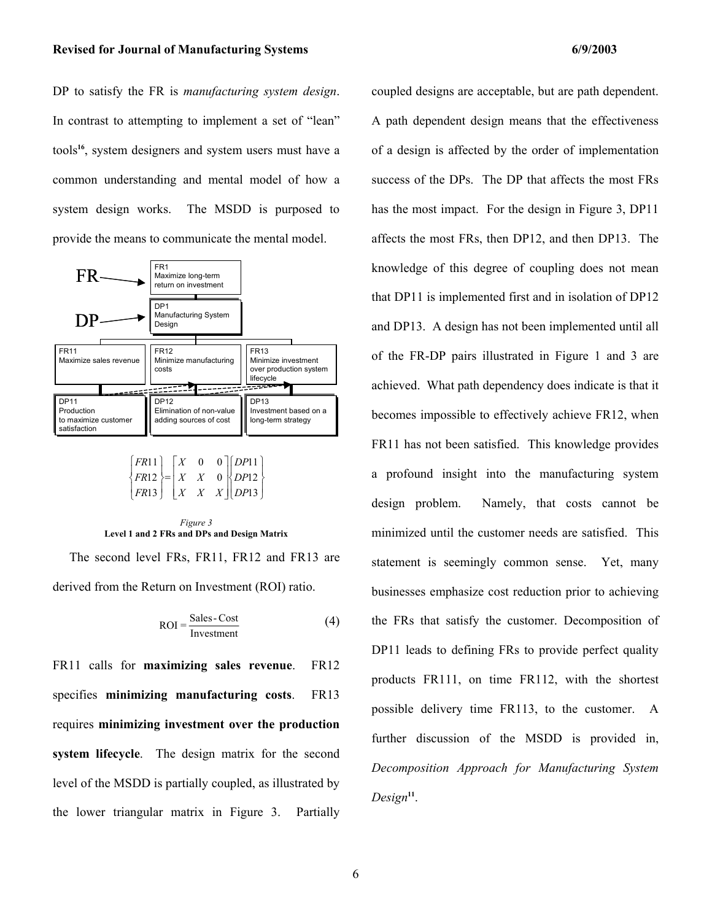DP to satisfy the FR is *manufacturing system design*. In contrast to attempting to implement a set of "lean" tools[16], system designers and system users must have a common understanding and mental model of how a system design works. The MSDD is purposed to provide the means to communicate the mental model.

FR — FR1 Maximize long-term return on investment

DP — DP1 Manufacturing System Design

FR11 Maximize sales revenue | FR12 Minimize manufacturing costs | FR13 Minimize investment over production system lifecycle

DP11 Production to maximize customer satisfaction | DP12 Elimination of non-value adding sources of cost | DP13 Investment based on a long-term strategy

$$\begin{Bmatrix} FR11 \\ FR12 \\ FR13 \end{Bmatrix} = \begin{bmatrix} X & 0 & 0 \\ X & X & 0 \\ X & X & X \end{bmatrix} \begin{Bmatrix} DP11 \\ DP12 \\ DP13 \end{Bmatrix}$$

*Figure 3*
**Level 1 and 2 FRs and DPs and Design Matrix**

The second level FRs, FR11, FR12 and FR13 are derived from the Return on Investment (ROI) ratio.

$$\text{ROI} = \frac{\text{Sales - Cost}}{\text{Investment}} \tag{4}$$

FR11 calls for **maximizing sales revenue**. FR12 specifies **minimizing manufacturing costs**. FR13 requires **minimizing investment over the production system lifecycle**. The design matrix for the second level of the MSDD is partially coupled, as illustrated by the lower triangular matrix in Figure 3. Partially coupled designs are acceptable, but are path dependent. A path dependent design means that the effectiveness of a design is affected by the order of implementation success of the DPs. The DP that affects the most FRs has the most impact. For the design in Figure 3, DP11 affects the most FRs, then DP12, and then DP13. The knowledge of this degree of coupling does not mean that DP11 is implemented first and in isolation of DP12 and DP13. A design has not been implemented until all of the FR-DP pairs illustrated in Figure 1 and 3 are achieved. What path dependency does indicate is that it becomes impossible to effectively achieve FR12, when FR11 has not been satisfied. This knowledge provides a profound insight into the manufacturing system design problem. Namely, that costs cannot be minimized until the customer needs are satisfied. This statement is seemingly common sense. Yet, many businesses emphasize cost reduction prior to achieving the FRs that satisfy the customer. Decomposition of DP11 leads to defining FRs to provide perfect quality products FR111, on time FR112, with the shortest possible delivery time FR113, to the customer. A further discussion of the MSDD is provided in, *Decomposition Approach for Manufacturing System Design*[11].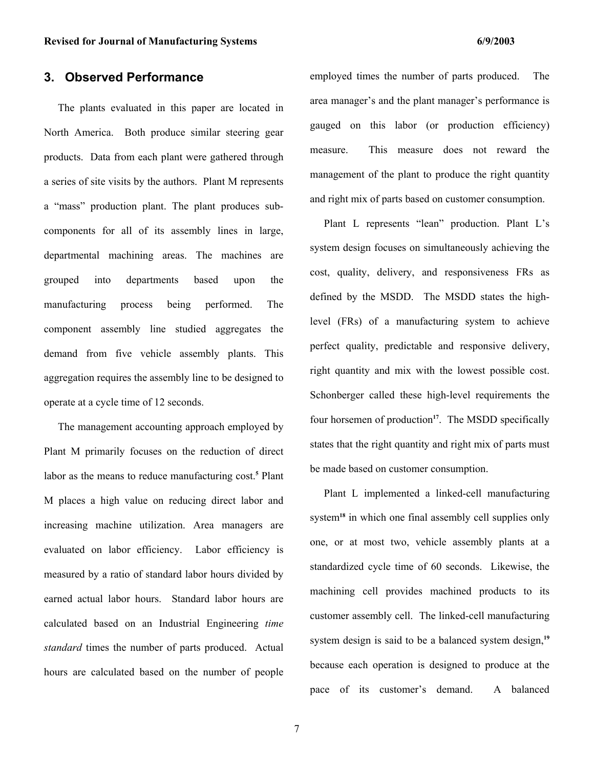## 3. Observed Performance

The plants evaluated in this paper are located in North America. Both produce similar steering gear products. Data from each plant were gathered through a series of site visits by the authors. Plant M represents a "mass" production plant. The plant produces sub-components for all of its assembly lines in large, departmental machining areas. The machines are grouped into departments based upon the manufacturing process being performed. The component assembly line studied aggregates the demand from five vehicle assembly plants. This aggregation requires the assembly line to be designed to operate at a cycle time of 12 seconds.

The management accounting approach employed by Plant M primarily focuses on the reduction of direct labor as the means to reduce manufacturing cost.[5] Plant M places a high value on reducing direct labor and increasing machine utilization. Area managers are evaluated on labor efficiency. Labor efficiency is measured by a ratio of standard labor hours divided by earned actual labor hours. Standard labor hours are calculated based on an Industrial Engineering *time standard* times the number of parts produced. Actual hours are calculated based on the number of people employed times the number of parts produced. The area manager's and the plant manager's performance is gauged on this labor (or production efficiency) measure. This measure does not reward the management of the plant to produce the right quantity and right mix of parts based on customer consumption.

Plant L represents "lean" production. Plant L's system design focuses on simultaneously achieving the cost, quality, delivery, and responsiveness FRs as defined by the MSDD. The MSDD states the high-level (FRs) of a manufacturing system to achieve perfect quality, predictable and responsive delivery, right quantity and mix with the lowest possible cost. Schonberger called these high-level requirements the four horsemen of production[17]. The MSDD specifically states that the right quantity and right mix of parts must be made based on customer consumption.

Plant L implemented a linked-cell manufacturing system[18] in which one final assembly cell supplies only one, or at most two, vehicle assembly plants at a standardized cycle time of 60 seconds. Likewise, the machining cell provides machined products to its customer assembly cell. The linked-cell manufacturing system design is said to be a balanced system design,[19] because each operation is designed to produce at the pace of its customer's demand. A balanced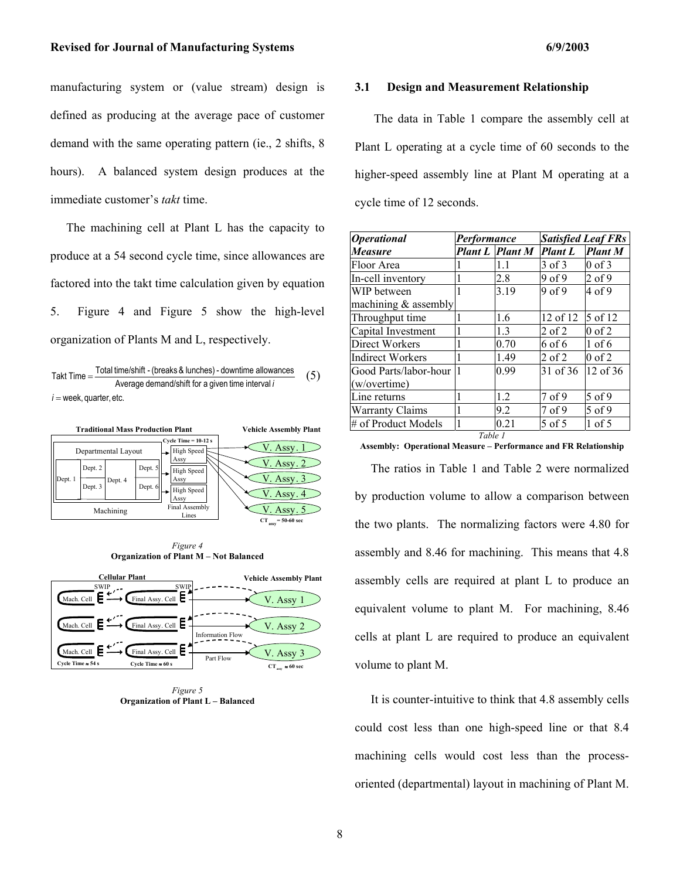manufacturing system or (value stream) design is defined as producing at the average pace of customer demand with the same operating pattern (ie., 2 shifts, 8 hours). A balanced system design produces at the immediate customer's *takt* time.

The machining cell at Plant L has the capacity to produce at a 54 second cycle time, since allowances are factored into the takt time calculation given by equation 5. Figure 4 and Figure 5 show the high-level organization of Plants M and L, respectively.

$$\text{Takt Time} = \frac{\text{Total time/shift - (breaks \& lunches) - downtime allowances}}{\text{Average demand/shift for a given time interval } i} \quad (5)$$

$i$ = week, quarter, etc.

*Figure 4*
**Organization of Plant M – Not Balanced**

*Figure 5*
**Organization of Plant L – Balanced**

### 3.1 Design and Measurement Relationship

The data in Table 1 compare the assembly cell at Plant L operating at a cycle time of 60 seconds to the higher-speed assembly line at Plant M operating at a cycle time of 12 seconds.

| *Operational Measure* | *Performance* | | *Satisfied Leaf FRs* | |
|---|---|---|---|---|
| | *Plant L* | *Plant M* | *Plant L* | *Plant M* |
| Floor Area | 1 | 1.1 | 3 of 3 | 0 of 3 |
| In-cell inventory | 1 | 2.8 | 9 of 9 | 2 of 9 |
| WIP between machining & assembly | 1 | 3.19 | 9 of 9 | 4 of 9 |
| Throughput time | 1 | 1.6 | 12 of 12 | 5 of 12 |
| Capital Investment | 1 | 1.3 | 2 of 2 | 0 of 2 |
| Direct Workers | 1 | 0.70 | 6 of 6 | 1 of 6 |
| Indirect Workers | 1 | 1.49 | 2 of 2 | 0 of 2 |
| Good Parts/labor-hour (w/overtime) | 1 | 0.99 | 31 of 36 | 12 of 36 |
| Line returns | 1 | 1.2 | 7 of 9 | 5 of 9 |
| Warranty Claims | 1 | 9.2 | 7 of 9 | 5 of 9 |
| # of Product Models | 1 | 0.21 | 5 of 5 | 1 of 5 |

*Table 1*
**Assembly: Operational Measure – Performance and FR Relationship**

The ratios in Table 1 and Table 2 were normalized by production volume to allow a comparison between the two plants. The normalizing factors were 4.80 for assembly and 8.46 for machining. This means that 4.8 assembly cells are required at plant L to produce an equivalent volume to plant M. For machining, 8.46 cells at plant L are required to produce an equivalent volume to plant M.

It is counter-intuitive to think that 4.8 assembly cells could cost less than one high-speed line or that 8.4 machining cells would cost less than the process-oriented (departmental) layout in machining of Plant M.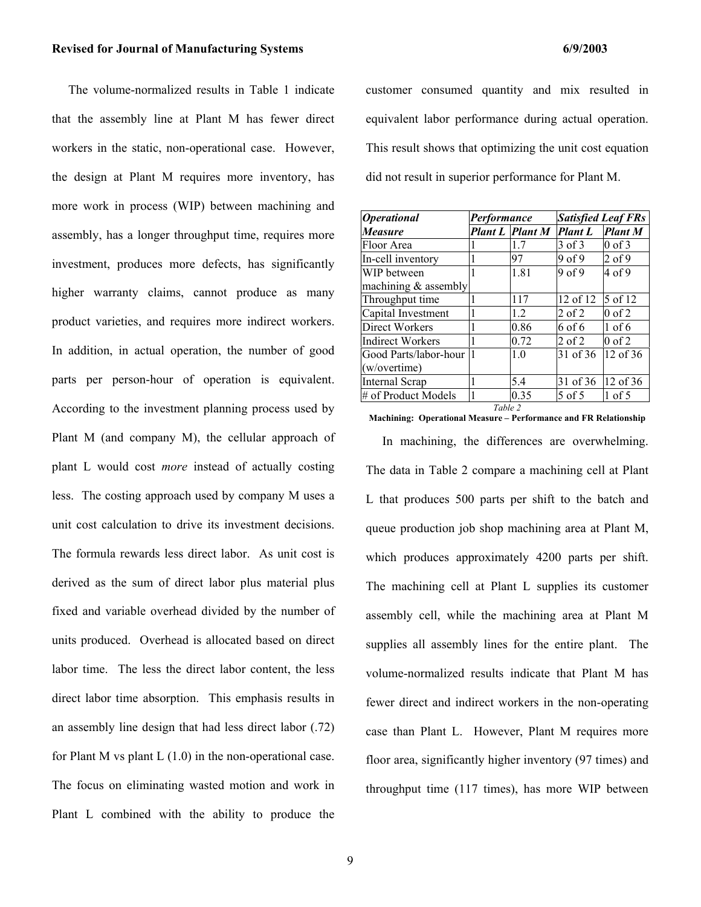The volume-normalized results in Table 1 indicate that the assembly line at Plant M has fewer direct workers in the static, non-operational case. However, the design at Plant M requires more inventory, has more work in process (WIP) between machining and assembly, has a longer throughput time, requires more investment, produces more defects, has significantly higher warranty claims, cannot produce as many product varieties, and requires more indirect workers. In addition, in actual operation, the number of good parts per person-hour of operation is equivalent. According to the investment planning process used by Plant M (and company M), the cellular approach of plant L would cost *more* instead of actually costing less. The costing approach used by company M uses a unit cost calculation to drive its investment decisions. The formula rewards less direct labor. As unit cost is derived as the sum of direct labor plus material plus fixed and variable overhead divided by the number of units produced. Overhead is allocated based on direct labor time. The less the direct labor content, the less direct labor time absorption. This emphasis results in an assembly line design that had less direct labor (.72) for Plant M vs plant L (1.0) in the non-operational case. The focus on eliminating wasted motion and work in Plant L combined with the ability to produce the customer consumed quantity and mix resulted in equivalent labor performance during actual operation. This result shows that optimizing the unit cost equation did not result in superior performance for Plant M.

| ***Operational*** | ***Performance*** | | ***Satisfied Leaf FRs*** | |
|---|---|---|---|---|
| ***Measure*** | ***Plant L*** | ***Plant M*** | ***Plant L*** | ***Plant M*** |
| Floor Area | 1 | 1.7 | 3 of 3 | 0 of 3 |
| In-cell inventory | 1 | 97 | 9 of 9 | 2 of 9 |
| WIP between machining & assembly | 1 | 1.81 | 9 of 9 | 4 of 9 |
| Throughput time | 1 | 117 | 12 of 12 | 5 of 12 |
| Capital Investment | 1 | 1.2 | 2 of 2 | 0 of 2 |
| Direct Workers | 1 | 0.86 | 6 of 6 | 1 of 6 |
| Indirect Workers | 1 | 0.72 | 2 of 2 | 0 of 2 |
| Good Parts/labor-hour (w/overtime) | 1 | 1.0 | 31 of 36 | 12 of 36 |
| Internal Scrap | 1 | 5.4 | 31 of 36 | 12 of 36 |
| # of Product Models | 1 | 0.35 | 5 of 5 | 1 of 5 |

*Table 2*

**Machining: Operational Measure – Performance and FR Relationship**

In machining, the differences are overwhelming. The data in Table 2 compare a machining cell at Plant L that produces 500 parts per shift to the batch and queue production job shop machining area at Plant M, which produces approximately 4200 parts per shift. The machining cell at Plant L supplies its customer assembly cell, while the machining area at Plant M supplies all assembly lines for the entire plant. The volume-normalized results indicate that Plant M has fewer direct and indirect workers in the non-operating case than Plant L. However, Plant M requires more floor area, significantly higher inventory (97 times) and throughput time (117 times), has more WIP between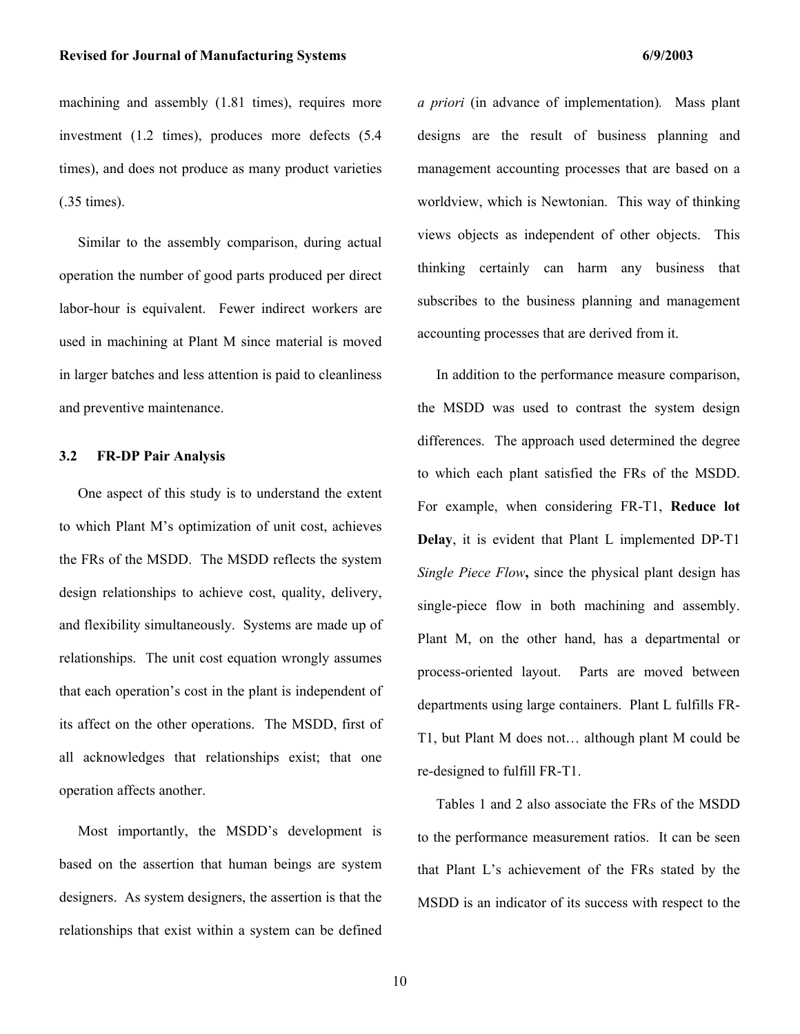machining and assembly (1.81 times), requires more investment (1.2 times), produces more defects (5.4 times), and does not produce as many product varieties (.35 times).

Similar to the assembly comparison, during actual operation the number of good parts produced per direct labor-hour is equivalent. Fewer indirect workers are used in machining at Plant M since material is moved in larger batches and less attention is paid to cleanliness and preventive maintenance.

### 3.2 FR-DP Pair Analysis

One aspect of this study is to understand the extent to which Plant M's optimization of unit cost, achieves the FRs of the MSDD. The MSDD reflects the system design relationships to achieve cost, quality, delivery, and flexibility simultaneously. Systems are made up of relationships. The unit cost equation wrongly assumes that each operation's cost in the plant is independent of its affect on the other operations. The MSDD, first of all acknowledges that relationships exist; that one operation affects another.

Most importantly, the MSDD's development is based on the assertion that human beings are system designers. As system designers, the assertion is that the relationships that exist within a system can be defined *a priori* (in advance of implementation). Mass plant designs are the result of business planning and management accounting processes that are based on a worldview, which is Newtonian. This way of thinking views objects as independent of other objects. This thinking certainly can harm any business that subscribes to the business planning and management accounting processes that are derived from it.

In addition to the performance measure comparison, the MSDD was used to contrast the system design differences. The approach used determined the degree to which each plant satisfied the FRs of the MSDD. For example, when considering FR-T1, **Reduce lot Delay**, it is evident that Plant L implemented DP-T1 *Single Piece Flow***,** since the physical plant design has single-piece flow in both machining and assembly. Plant M, on the other hand, has a departmental or process-oriented layout. Parts are moved between departments using large containers. Plant L fulfills FR-T1, but Plant M does not… although plant M could be re-designed to fulfill FR-T1.

Tables 1 and 2 also associate the FRs of the MSDD to the performance measurement ratios. It can be seen that Plant L's achievement of the FRs stated by the MSDD is an indicator of its success with respect to the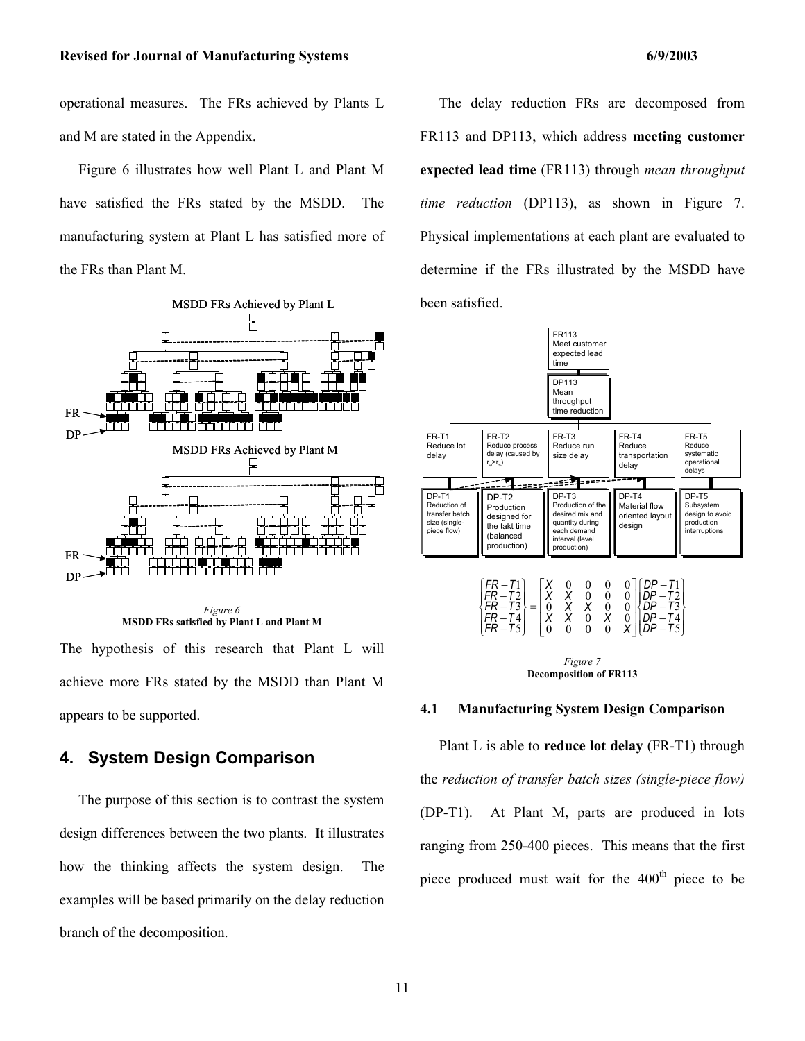operational measures. The FRs achieved by Plants L and M are stated in the Appendix.

Figure 6 illustrates how well Plant L and Plant M have satisfied the FRs stated by the MSDD. The manufacturing system at Plant L has satisfied more of the FRs than Plant M.

*Figure 6*
**MSDD FRs satisfied by Plant L and Plant M**

The hypothesis of this research that Plant L will achieve more FRs stated by the MSDD than Plant M appears to be supported.

## 4. System Design Comparison

The purpose of this section is to contrast the system design differences between the two plants. It illustrates how the thinking affects the system design. The examples will be based primarily on the delay reduction branch of the decomposition.

The delay reduction FRs are decomposed from FR113 and DP113, which address **meeting customer expected lead time** (FR113) through *mean throughput time reduction* (DP113), as shown in Figure 7. Physical implementations at each plant are evaluated to determine if the FRs illustrated by the MSDD have been satisfied.

$$\begin{Bmatrix} FR-T1 \\ FR-T2 \\ FR-T3 \\ FR-T4 \\ FR-T5 \end{Bmatrix} = \begin{bmatrix} X & 0 & 0 & 0 & 0 \\ X & X & 0 & 0 & 0 \\ 0 & X & X & 0 & 0 \\ X & X & 0 & X & 0 \\ 0 & 0 & 0 & 0 & X \end{bmatrix} \begin{Bmatrix} DP-T1 \\ DP-T2 \\ DP-T3 \\ DP-T4 \\ DP-T5 \end{Bmatrix}$$

*Figure 7*
**Decomposition of FR113**

### 4.1 Manufacturing System Design Comparison

Plant L is able to **reduce lot delay** (FR-T1) through the *reduction of transfer batch sizes (single-piece flow)* (DP-T1). At Plant M, parts are produced in lots ranging from 250-400 pieces. This means that the first piece produced must wait for the 400th piece to be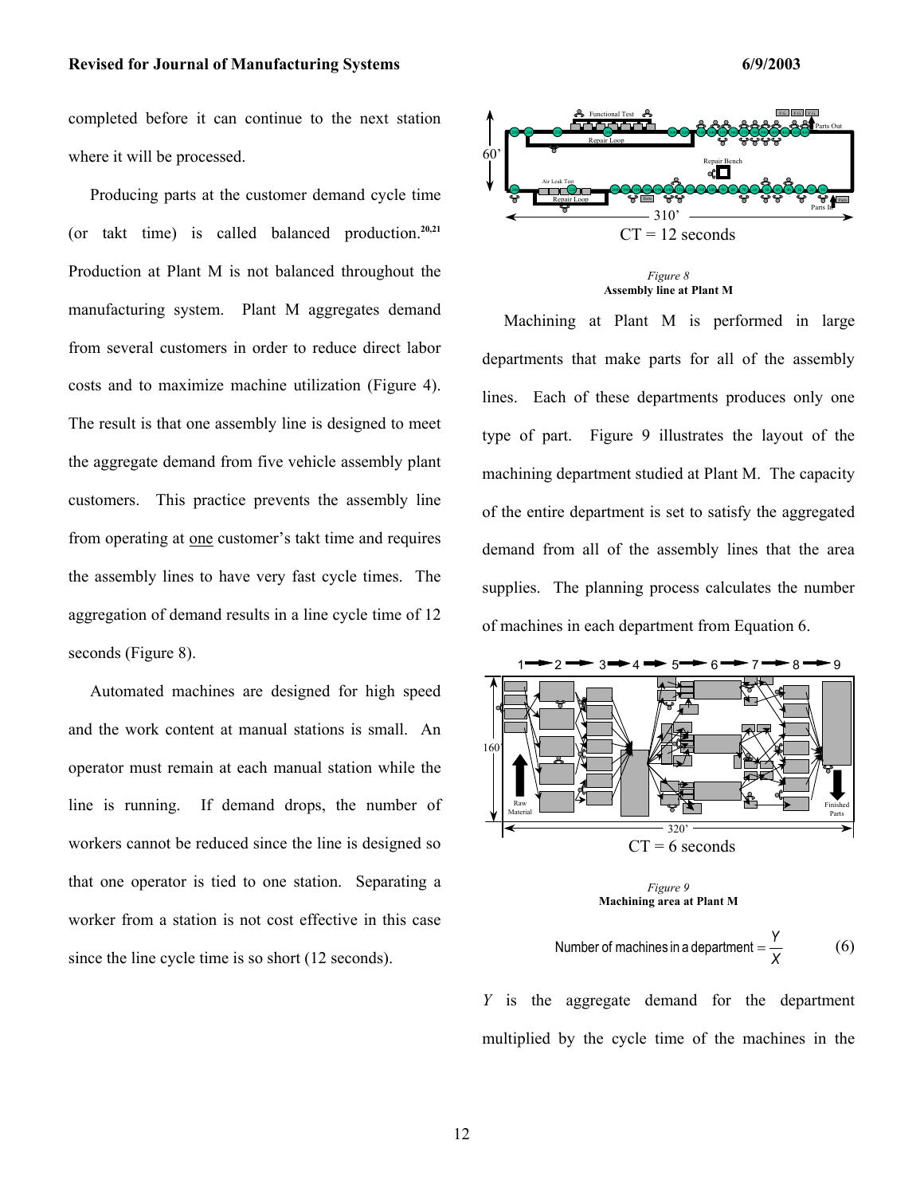completed before it can continue to the next station where it will be processed.

Producing parts at the customer demand cycle time (or takt time) is called balanced production.[20,21] Production at Plant M is not balanced throughout the manufacturing system. Plant M aggregates demand from several customers in order to reduce direct labor costs and to maximize machine utilization (Figure 4). The result is that one assembly line is designed to meet the aggregate demand from five vehicle assembly plant customers. This practice prevents the assembly line from operating at one customer's takt time and requires the assembly lines to have very fast cycle times. The aggregation of demand results in a line cycle time of 12 seconds (Figure 8).

Automated machines are designed for high speed and the work content at manual stations is small. An operator must remain at each manual station while the line is running. If demand drops, the number of workers cannot be reduced since the line is designed so that one operator is tied to one station. Separating a worker from a station is not cost effective in this case since the line cycle time is so short (12 seconds).

*Figure 8*
**Assembly line at Plant M**

Machining at Plant M is performed in large departments that make parts for all of the assembly lines. Each of these departments produces only one type of part. Figure 9 illustrates the layout of the machining department studied at Plant M. The capacity of the entire department is set to satisfy the aggregated demand from all of the assembly lines that the area supplies. The planning process calculates the number of machines in each department from Equation 6.

*Figure 9*
**Machining area at Plant M**

$$\text{Number of machines in a department} = \frac{Y}{X} \qquad (6)$$

$Y$ is the aggregate demand for the department multiplied by the cycle time of the machines in the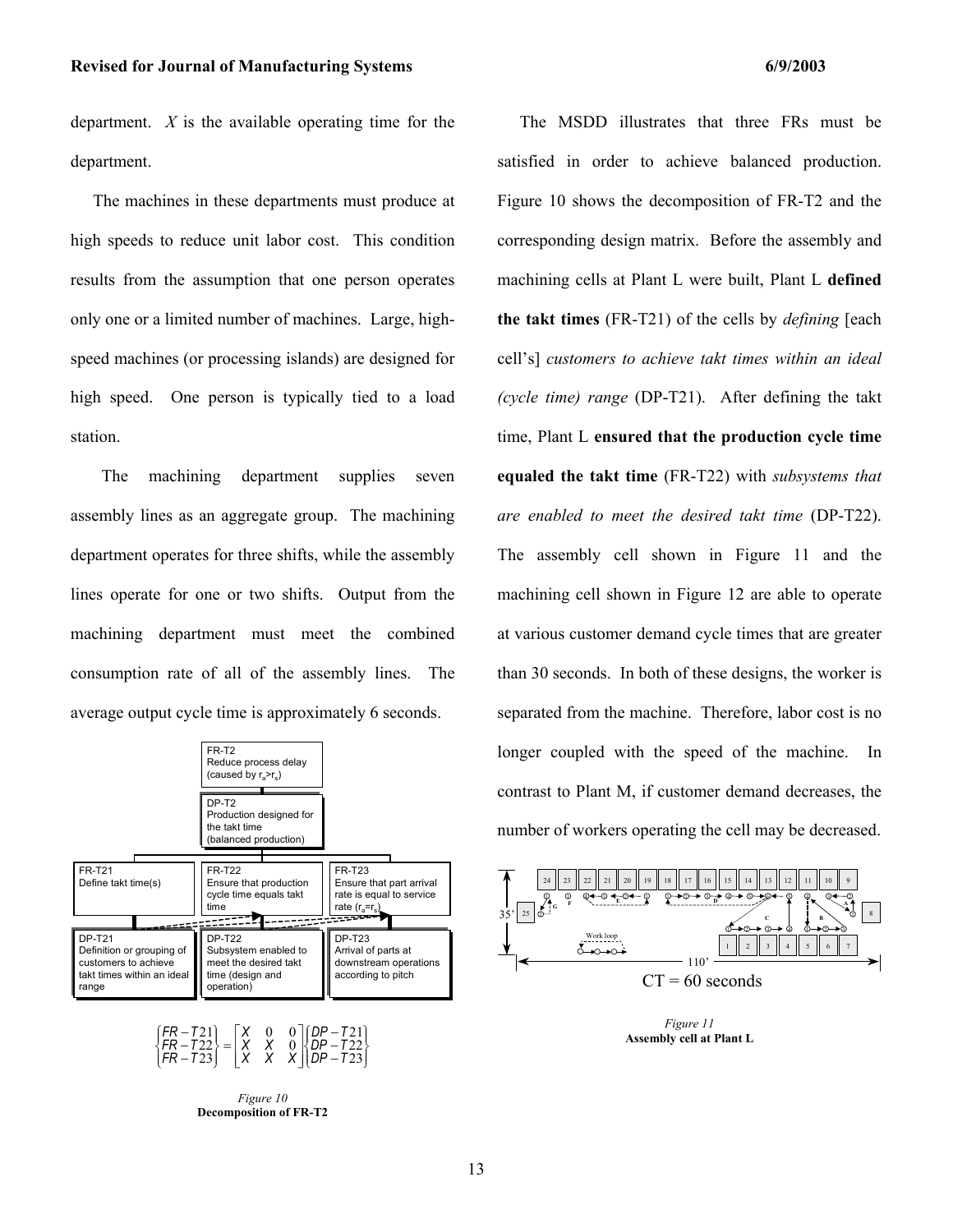department. $X$ is the available operating time for the department.

The machines in these departments must produce at high speeds to reduce unit labor cost. This condition results from the assumption that one person operates only one or a limited number of machines. Large, high-speed machines (or processing islands) are designed for high speed. One person is typically tied to a load station.

The machining department supplies seven assembly lines as an aggregate group. The machining department operates for three shifts, while the assembly lines operate for one or two shifts. Output from the machining department must meet the combined consumption rate of all of the assembly lines. The average output cycle time is approximately 6 seconds.

FR-T2: Reduce process delay (caused by $r_a > r_s$)

DP-T2: Production designed for the takt time (balanced production)

FR-T21: Define takt time(s)

FR-T22: Ensure that production cycle time equals takt time

FR-T23: Ensure that part arrival rate is equal to service rate ($r_a = r_s$)

DP-T21: Definition or grouping of customers to achieve takt times within an ideal range

DP-T22: Subsystem enabled to meet the desired takt time (design and operation)

DP-T23: Arrival of parts at downstream operations according to pitch

$$\begin{Bmatrix} FR-T21 \\ FR-T22 \\ FR-T23 \end{Bmatrix} = \begin{bmatrix} X & 0 & 0 \\ X & X & 0 \\ X & X & X \end{bmatrix} \begin{Bmatrix} DP-T21 \\ DP-T22 \\ DP-T23 \end{Bmatrix}$$

*Figure 10*
**Decomposition of FR-T2**

The MSDD illustrates that three FRs must be satisfied in order to achieve balanced production. Figure 10 shows the decomposition of FR-T2 and the corresponding design matrix. Before the assembly and machining cells at Plant L were built, Plant L **defined the takt times** (FR-T21) of the cells by *defining* [each cell's] *customers to achieve takt times within an ideal (cycle time) range* (DP-T21). After defining the takt time, Plant L **ensured that the production cycle time equaled the takt time** (FR-T22) with *subsystems that are enabled to meet the desired takt time* (DP-T22). The assembly cell shown in Figure 11 and the machining cell shown in Figure 12 are able to operate at various customer demand cycle times that are greater than 30 seconds. In both of these designs, the worker is separated from the machine. Therefore, labor cost is no longer coupled with the speed of the machine. In contrast to Plant M, if customer demand decreases, the number of workers operating the cell may be decreased.

CT = 60 seconds

*Figure 11*
**Assembly cell at Plant L**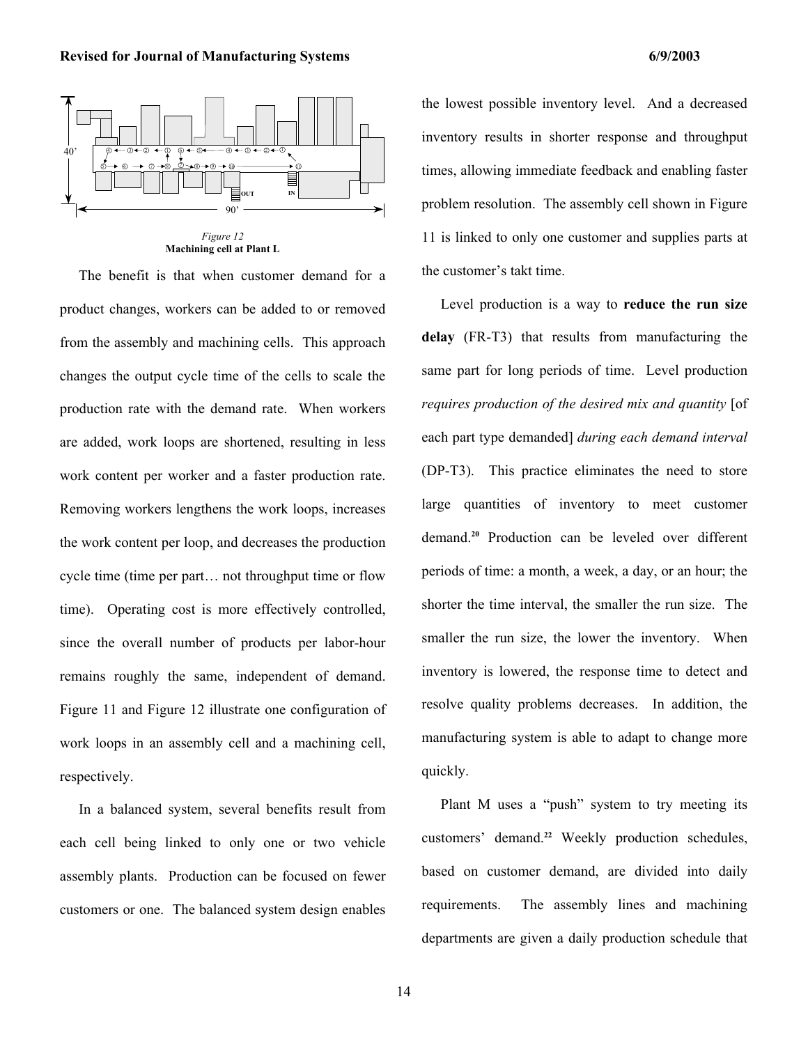*Figure 12*
**Machining cell at Plant L**

The benefit is that when customer demand for a product changes, workers can be added to or removed from the assembly and machining cells. This approach changes the output cycle time of the cells to scale the production rate with the demand rate. When workers are added, work loops are shortened, resulting in less work content per worker and a faster production rate. Removing workers lengthens the work loops, increases the work content per loop, and decreases the production cycle time (time per part… not throughput time or flow time). Operating cost is more effectively controlled, since the overall number of products per labor-hour remains roughly the same, independent of demand. Figure 11 and Figure 12 illustrate one configuration of work loops in an assembly cell and a machining cell, respectively.

In a balanced system, several benefits result from each cell being linked to only one or two vehicle assembly plants. Production can be focused on fewer customers or one. The balanced system design enables the lowest possible inventory level. And a decreased inventory results in shorter response and throughput times, allowing immediate feedback and enabling faster problem resolution. The assembly cell shown in Figure 11 is linked to only one customer and supplies parts at the customer's takt time.

Level production is a way to **reduce the run size delay** (FR-T3) that results from manufacturing the same part for long periods of time. Level production *requires production of the desired mix and quantity* [of each part type demanded] *during each demand interval* (DP-T3). This practice eliminates the need to store large quantities of inventory to meet customer demand.[20] Production can be leveled over different periods of time: a month, a week, a day, or an hour; the shorter the time interval, the smaller the run size. The smaller the run size, the lower the inventory. When inventory is lowered, the response time to detect and resolve quality problems decreases. In addition, the manufacturing system is able to adapt to change more quickly.

Plant M uses a "push" system to try meeting its customers' demand.[22] Weekly production schedules, based on customer demand, are divided into daily requirements. The assembly lines and machining departments are given a daily production schedule that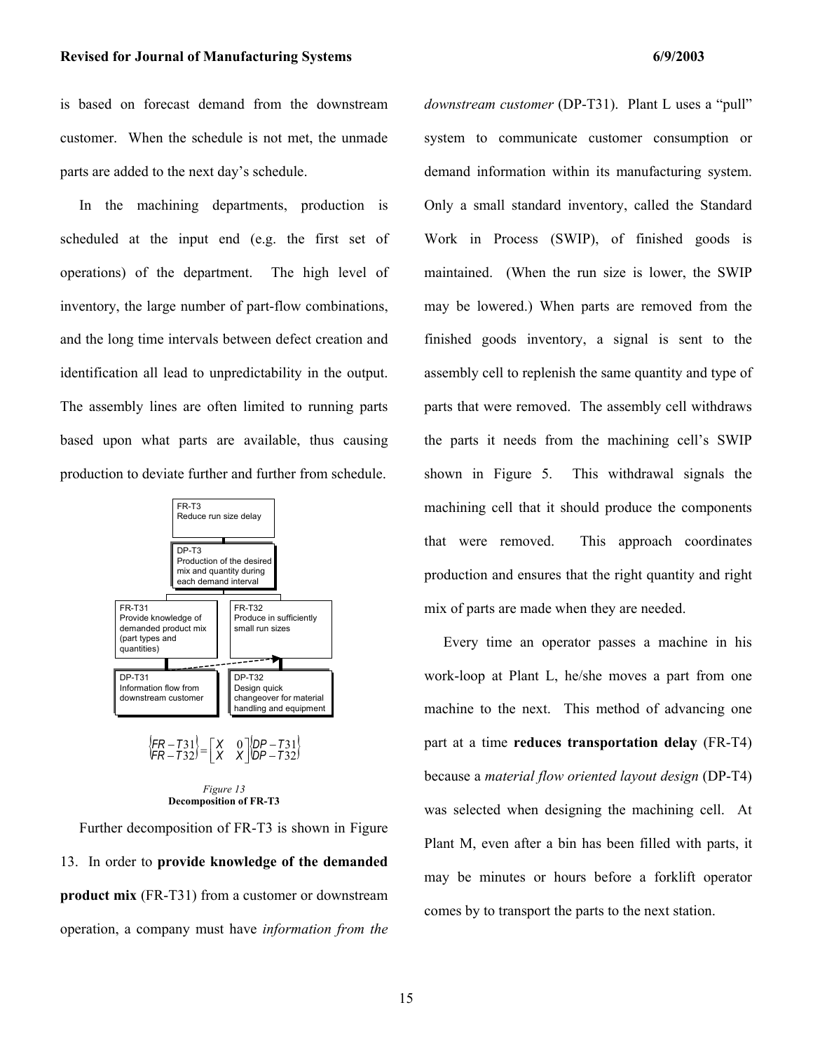is based on forecast demand from the downstream customer. When the schedule is not met, the unmade parts are added to the next day's schedule.

In the machining departments, production is scheduled at the input end (e.g. the first set of operations) of the department. The high level of inventory, the large number of part-flow combinations, and the long time intervals between defect creation and identification all lead to unpredictability in the output. The assembly lines are often limited to running parts based upon what parts are available, thus causing production to deviate further and further from schedule.

FR-T3
Reduce run size delay

DP-T3
Production of the desired mix and quantity during each demand interval

FR-T31
Provide knowledge of demanded product mix (part types and quantities)

FR-T32
Produce in sufficiently small run sizes

DP-T31
Information flow from downstream customer

DP-T32
Design quick changeover for material handling and equipment

$$\begin{Bmatrix} FR-T31 \\ FR-T32 \end{Bmatrix} = \begin{bmatrix} X & 0 \\ X & X \end{bmatrix} \begin{Bmatrix} DP-T31 \\ DP-T32 \end{Bmatrix}$$

*Figure 13*
**Decomposition of FR-T3**

Further decomposition of FR-T3 is shown in Figure 13. In order to **provide knowledge of the demanded product mix** (FR-T31) from a customer or downstream operation, a company must have *information from the downstream customer* (DP-T31). Plant L uses a "pull" system to communicate customer consumption or demand information within its manufacturing system. Only a small standard inventory, called the Standard Work in Process (SWIP), of finished goods is maintained. (When the run size is lower, the SWIP may be lowered.) When parts are removed from the finished goods inventory, a signal is sent to the assembly cell to replenish the same quantity and type of parts that were removed. The assembly cell withdraws the parts it needs from the machining cell's SWIP shown in Figure 5. This withdrawal signals the machining cell that it should produce the components that were removed. This approach coordinates production and ensures that the right quantity and right mix of parts are made when they are needed.

Every time an operator passes a machine in his work-loop at Plant L, he/she moves a part from one machine to the next. This method of advancing one part at a time **reduces transportation delay** (FR-T4) because a *material flow oriented layout design* (DP-T4) was selected when designing the machining cell. At Plant M, even after a bin has been filled with parts, it may be minutes or hours before a forklift operator comes by to transport the parts to the next station.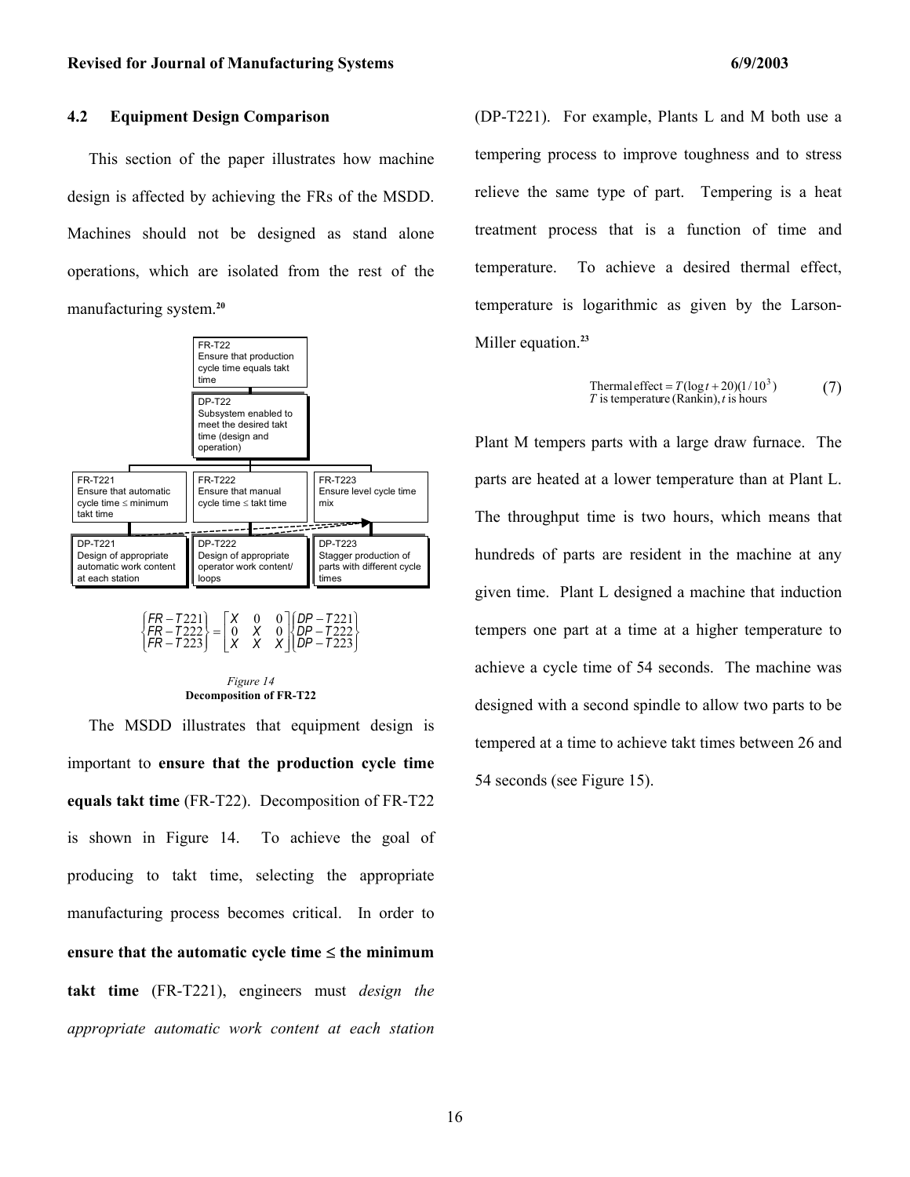### 4.2 Equipment Design Comparison

This section of the paper illustrates how machine design is affected by achieving the FRs of the MSDD. Machines should not be designed as stand alone operations, which are isolated from the rest of the manufacturing system.[20]

FR-T22
Ensure that production cycle time equals takt time

DP-T22
Subsystem enabled to meet the desired takt time (design and operation)

FR-T221
Ensure that automatic cycle time ≤ minimum takt time

FR-T222
Ensure that manual cycle time ≤ takt time

FR-T223
Ensure level cycle time mix

DP-T221
Design of appropriate automatic work content at each station

DP-T222
Design of appropriate operator work content/ loops

DP-T223
Stagger production of parts with different cycle times

$$\begin{Bmatrix} FR-T221 \\ FR-T222 \\ FR-T223 \end{Bmatrix} = \begin{bmatrix} X & 0 & 0 \\ 0 & X & 0 \\ X & X & X \end{bmatrix} \begin{Bmatrix} DP-T221 \\ DP-T222 \\ DP-T223 \end{Bmatrix}$$

*Figure 14*
**Decomposition of FR-T22**

The MSDD illustrates that equipment design is important to **ensure that the production cycle time equals takt time** (FR-T22). Decomposition of FR-T22 is shown in Figure 14. To achieve the goal of producing to takt time, selecting the appropriate manufacturing process becomes critical. In order to **ensure that the automatic cycle time ≤ the minimum takt time** (FR-T221), engineers must *design the appropriate automatic work content at each station* (DP-T221). For example, Plants L and M both use a tempering process to improve toughness and to stress relieve the same type of part. Tempering is a heat treatment process that is a function of time and temperature. To achieve a desired thermal effect, temperature is logarithmic as given by the Larson-Miller equation.[23]

$$\text{Thermal effect} = T(\log t + 20)(1/10^3) \qquad (7)$$
$$T \text{ is temperature (Rankin)}, t \text{ is hours}$$

Plant M tempers parts with a large draw furnace. The parts are heated at a lower temperature than at Plant L. The throughput time is two hours, which means that hundreds of parts are resident in the machine at any given time. Plant L designed a machine that induction tempers one part at a time at a higher temperature to achieve a cycle time of 54 seconds. The machine was designed with a second spindle to allow two parts to be tempered at a time to achieve takt times between 26 and 54 seconds (see Figure 15).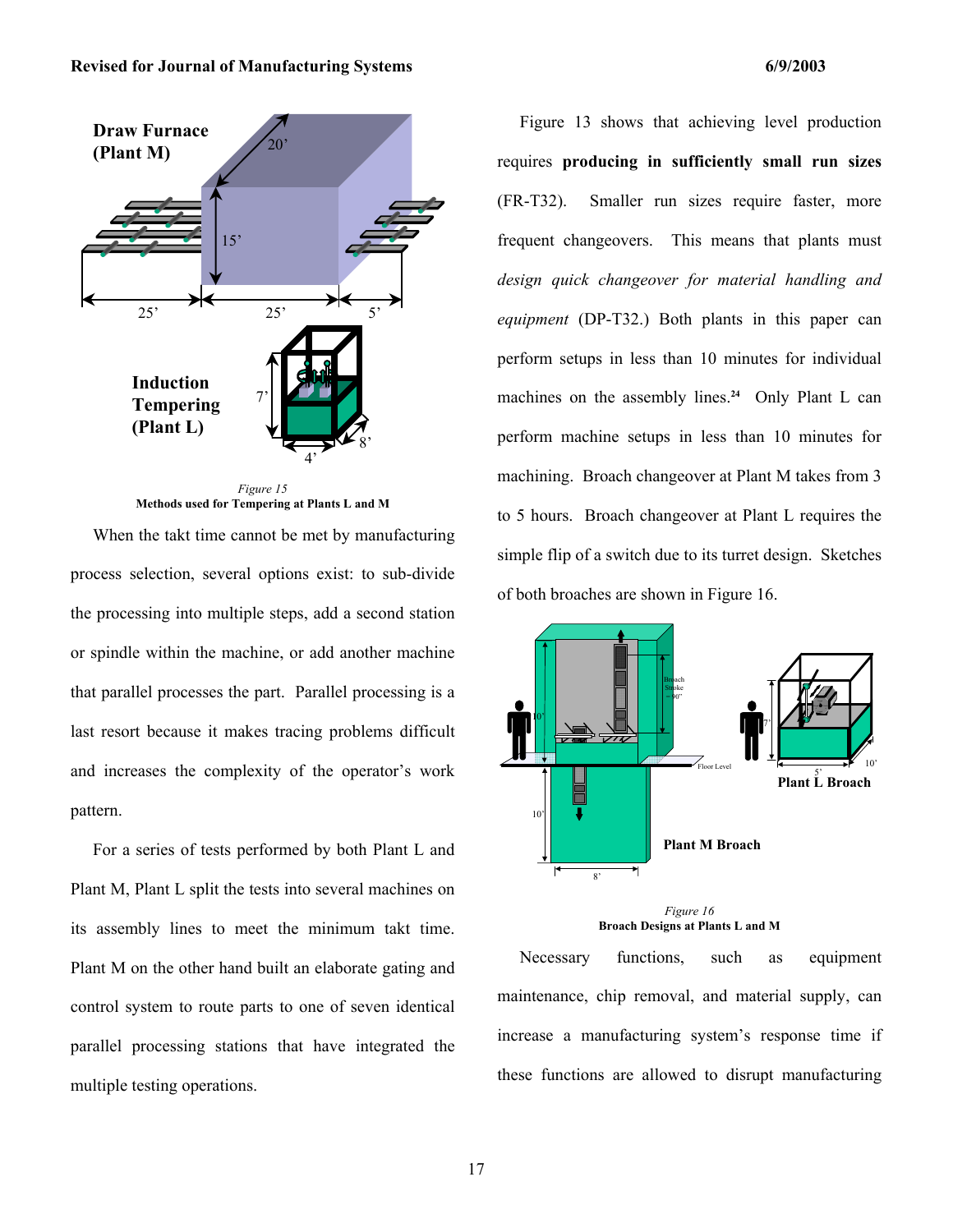Figure 15
**Methods used for Tempering at Plants L and M**

When the takt time cannot be met by manufacturing process selection, several options exist: to sub-divide the processing into multiple steps, add a second station or spindle within the machine, or add another machine that parallel processes the part. Parallel processing is a last resort because it makes tracing problems difficult and increases the complexity of the operator's work pattern.

For a series of tests performed by both Plant L and Plant M, Plant L split the tests into several machines on its assembly lines to meet the minimum takt time. Plant M on the other hand built an elaborate gating and control system to route parts to one of seven identical parallel processing stations that have integrated the multiple testing operations.

Figure 13 shows that achieving level production requires **producing in sufficiently small run sizes** (FR-T32). Smaller run sizes require faster, more frequent changeovers. This means that plants must *design quick changeover for material handling and equipment* (DP-T32.) Both plants in this paper can perform setups in less than 10 minutes for individual machines on the assembly lines.[24] Only Plant L can perform machine setups in less than 10 minutes for machining. Broach changeover at Plant M takes from 3 to 5 hours. Broach changeover at Plant L requires the simple flip of a switch due to its turret design. Sketches of both broaches are shown in Figure 16.

Figure 16
**Broach Designs at Plants L and M**

Necessary functions, such as equipment maintenance, chip removal, and material supply, can increase a manufacturing system's response time if these functions are allowed to disrupt manufacturing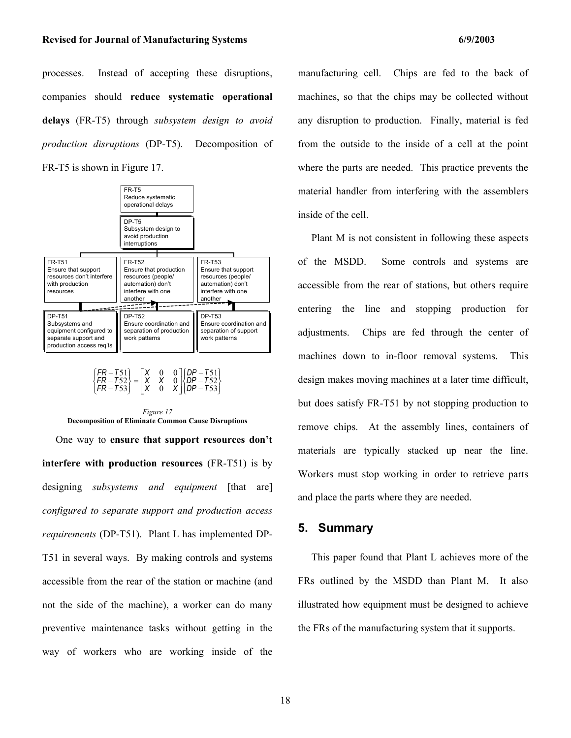processes. Instead of accepting these disruptions, companies should **reduce systematic operational delays** (FR-T5) through *subsystem design to avoid production disruptions* (DP-T5). Decomposition of FR-T5 is shown in Figure 17.

FR-T5
Reduce systematic operational delays

DP-T5
Subsystem design to avoid production interruptions

FR-T51
Ensure that support resources don't interfere with production resources

DP-T51
Subsystems and equipment configured to separate support and production access req'ts

FR-T52
Ensure that production resources (people/automation) don't interfere with one another

DP-T52
Ensure coordination and separation of production work patterns

FR-T53
Ensure that support resources (people/automation) don't interfere with one another

DP-T53
Ensure coordination and separation of support work patterns

$$\begin{Bmatrix} FR-T51 \\ FR-T52 \\ FR-T53 \end{Bmatrix} = \begin{bmatrix} X & 0 & 0 \\ X & X & 0 \\ X & 0 & X \end{bmatrix} \begin{Bmatrix} DP-T51 \\ DP-T52 \\ DP-T53 \end{Bmatrix}$$

*Figure 17*
**Decomposition of Eliminate Common Cause Disruptions**

One way to **ensure that support resources don't interfere with production resources** (FR-T51) is by designing *subsystems and equipment* [that are] *configured to separate support and production access requirements* (DP-T51). Plant L has implemented DP-T51 in several ways. By making controls and systems accessible from the rear of the station or machine (and not the side of the machine), a worker can do many preventive maintenance tasks without getting in the way of workers who are working inside of the manufacturing cell. Chips are fed to the back of machines, so that the chips may be collected without any disruption to production. Finally, material is fed from the outside to the inside of a cell at the point where the parts are needed. This practice prevents the material handler from interfering with the assemblers inside of the cell.

Plant M is not consistent in following these aspects of the MSDD. Some controls and systems are accessible from the rear of stations, but others require entering the line and stopping production for adjustments. Chips are fed through the center of machines down to in-floor removal systems. This design makes moving machines at a later time difficult, but does satisfy FR-T51 by not stopping production to remove chips. At the assembly lines, containers of materials are typically stacked up near the line. Workers must stop working in order to retrieve parts and place the parts where they are needed.

## 5. Summary

This paper found that Plant L achieves more of the FRs outlined by the MSDD than Plant M. It also illustrated how equipment must be designed to achieve the FRs of the manufacturing system that it supports.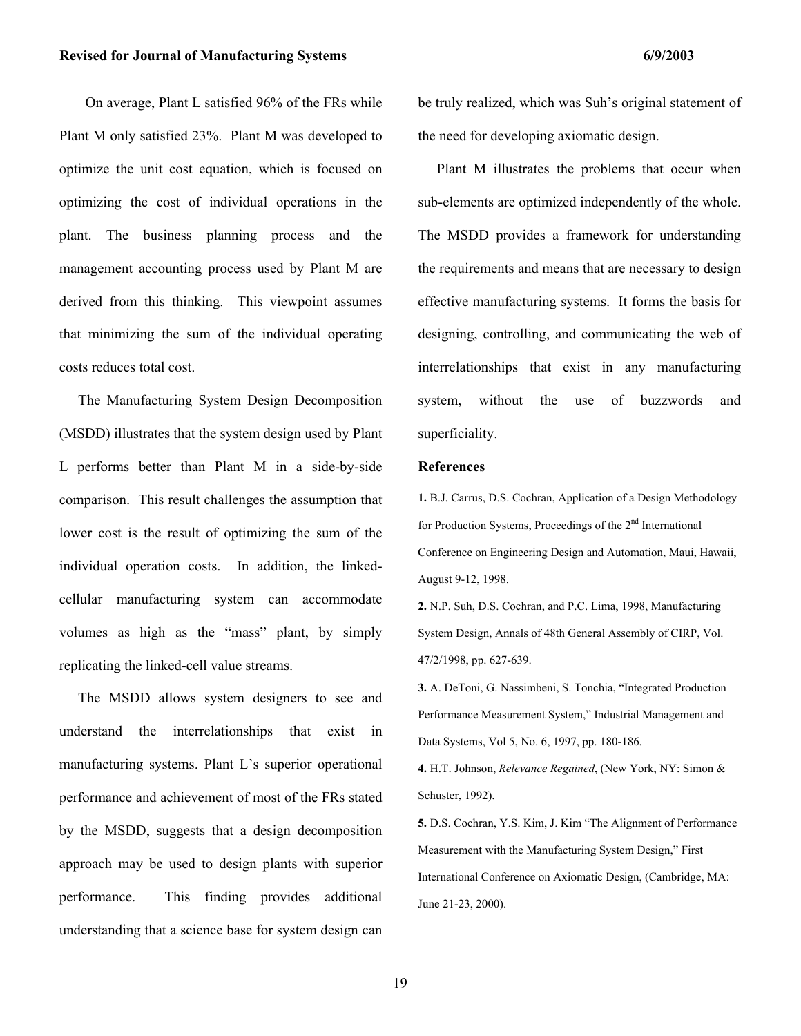On average, Plant L satisfied 96% of the FRs while Plant M only satisfied 23%. Plant M was developed to optimize the unit cost equation, which is focused on optimizing the cost of individual operations in the plant. The business planning process and the management accounting process used by Plant M are derived from this thinking. This viewpoint assumes that minimizing the sum of the individual operating costs reduces total cost.

The Manufacturing System Design Decomposition (MSDD) illustrates that the system design used by Plant L performs better than Plant M in a side-by-side comparison. This result challenges the assumption that lower cost is the result of optimizing the sum of the individual operation costs. In addition, the linked-cellular manufacturing system can accommodate volumes as high as the "mass" plant, by simply replicating the linked-cell value streams.

The MSDD allows system designers to see and understand the interrelationships that exist in manufacturing systems. Plant L's superior operational performance and achievement of most of the FRs stated by the MSDD, suggests that a design decomposition approach may be used to design plants with superior performance. This finding provides additional understanding that a science base for system design can be truly realized, which was Suh's original statement of the need for developing axiomatic design.

Plant M illustrates the problems that occur when sub-elements are optimized independently of the whole. The MSDD provides a framework for understanding the requirements and means that are necessary to design effective manufacturing systems. It forms the basis for designing, controlling, and communicating the web of interrelationships that exist in any manufacturing system, without the use of buzzwords and superficiality.

### References

**1.** B.J. Carrus, D.S. Cochran, Application of a Design Methodology for Production Systems, Proceedings of the 2nd International Conference on Engineering Design and Automation, Maui, Hawaii, August 9-12, 1998.

**2.** N.P. Suh, D.S. Cochran, and P.C. Lima, 1998, Manufacturing System Design, Annals of 48th General Assembly of CIRP, Vol. 47/2/1998, pp. 627-639.

**3.** A. DeToni, G. Nassimbeni, S. Tonchia, "Integrated Production Performance Measurement System," Industrial Management and Data Systems, Vol 5, No. 6, 1997, pp. 180-186.

**4.** H.T. Johnson, *Relevance Regained*, (New York, NY: Simon & Schuster, 1992).

**5.** D.S. Cochran, Y.S. Kim, J. Kim "The Alignment of Performance Measurement with the Manufacturing System Design," First International Conference on Axiomatic Design, (Cambridge, MA: June 21-23, 2000).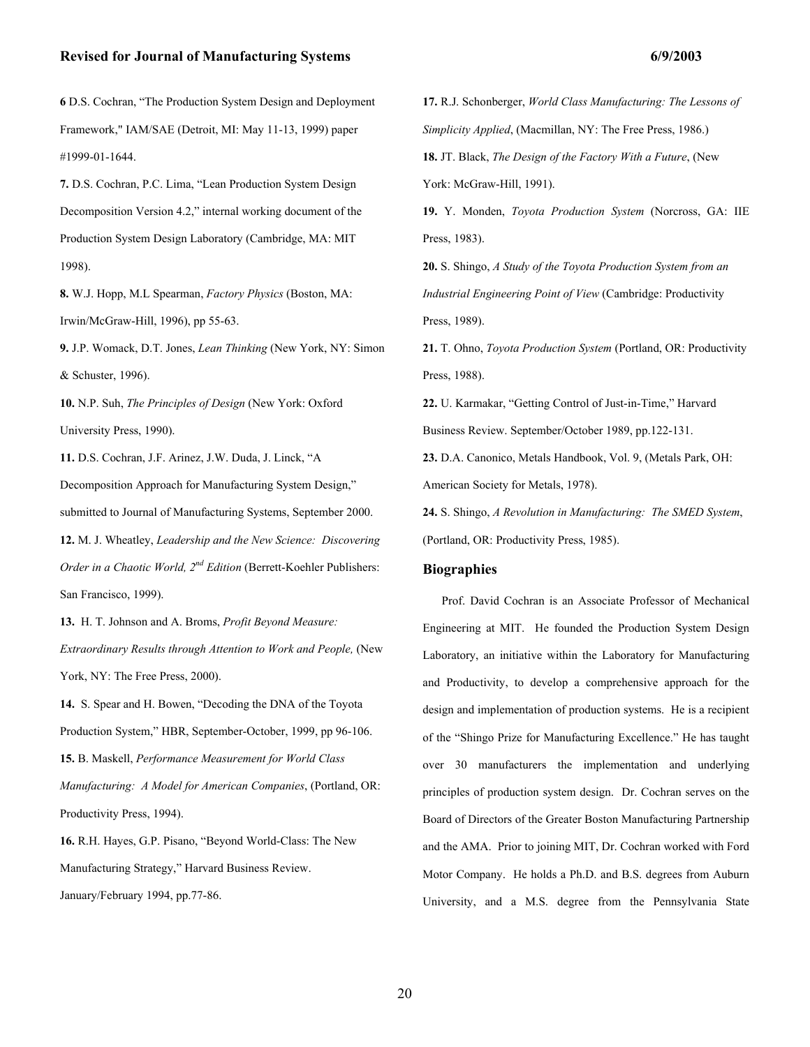**6** D.S. Cochran, "The Production System Design and Deployment Framework," IAM/SAE (Detroit, MI: May 11-13, 1999) paper #1999-01-1644.

**7.** D.S. Cochran, P.C. Lima, "Lean Production System Design Decomposition Version 4.2," internal working document of the Production System Design Laboratory (Cambridge, MA: MIT 1998).

**8.** W.J. Hopp, M.L Spearman, *Factory Physics* (Boston, MA: Irwin/McGraw-Hill, 1996), pp 55-63.

**9.** J.P. Womack, D.T. Jones, *Lean Thinking* (New York, NY: Simon & Schuster, 1996).

**10.** N.P. Suh, *The Principles of Design* (New York: Oxford University Press, 1990).

**11.** D.S. Cochran, J.F. Arinez, J.W. Duda, J. Linck, "A Decomposition Approach for Manufacturing System Design," submitted to Journal of Manufacturing Systems, September 2000.

**12.** M. J. Wheatley, *Leadership and the New Science: Discovering Order in a Chaotic World, 2nd Edition* (Berrett-Koehler Publishers: San Francisco, 1999).

**13.** H. T. Johnson and A. Broms, *Profit Beyond Measure: Extraordinary Results through Attention to Work and People,* (New York, NY: The Free Press, 2000).

**14.** S. Spear and H. Bowen, "Decoding the DNA of the Toyota Production System," HBR, September-October, 1999, pp 96-106.

**15.** B. Maskell, *Performance Measurement for World Class Manufacturing: A Model for American Companies*, (Portland, OR: Productivity Press, 1994).

**16.** R.H. Hayes, G.P. Pisano, "Beyond World-Class: The New Manufacturing Strategy," Harvard Business Review. January/February 1994, pp.77-86.

**17.** R.J. Schonberger, *World Class Manufacturing: The Lessons of Simplicity Applied*, (Macmillan, NY: The Free Press, 1986.)

**18.** JT. Black, *The Design of the Factory With a Future*, (New York: McGraw-Hill, 1991).

**19.** Y. Monden, *Toyota Production System* (Norcross, GA: IIE Press, 1983).

**20.** S. Shingo, *A Study of the Toyota Production System from an Industrial Engineering Point of View* (Cambridge: Productivity Press, 1989).

**21.** T. Ohno, *Toyota Production System* (Portland, OR: Productivity Press, 1988).

**22.** U. Karmakar, "Getting Control of Just-in-Time," Harvard Business Review. September/October 1989, pp.122-131.

**23.** D.A. Canonico, Metals Handbook, Vol. 9, (Metals Park, OH: American Society for Metals, 1978).

**24.** S. Shingo, *A Revolution in Manufacturing: The SMED System*, (Portland, OR: Productivity Press, 1985).

## Biographies

Prof. David Cochran is an Associate Professor of Mechanical Engineering at MIT. He founded the Production System Design Laboratory, an initiative within the Laboratory for Manufacturing and Productivity, to develop a comprehensive approach for the design and implementation of production systems. He is a recipient of the "Shingo Prize for Manufacturing Excellence." He has taught over 30 manufacturers the implementation and underlying principles of production system design. Dr. Cochran serves on the Board of Directors of the Greater Boston Manufacturing Partnership and the AMA. Prior to joining MIT, Dr. Cochran worked with Ford Motor Company. He holds a Ph.D. and B.S. degrees from Auburn University, and a M.S. degree from the Pennsylvania State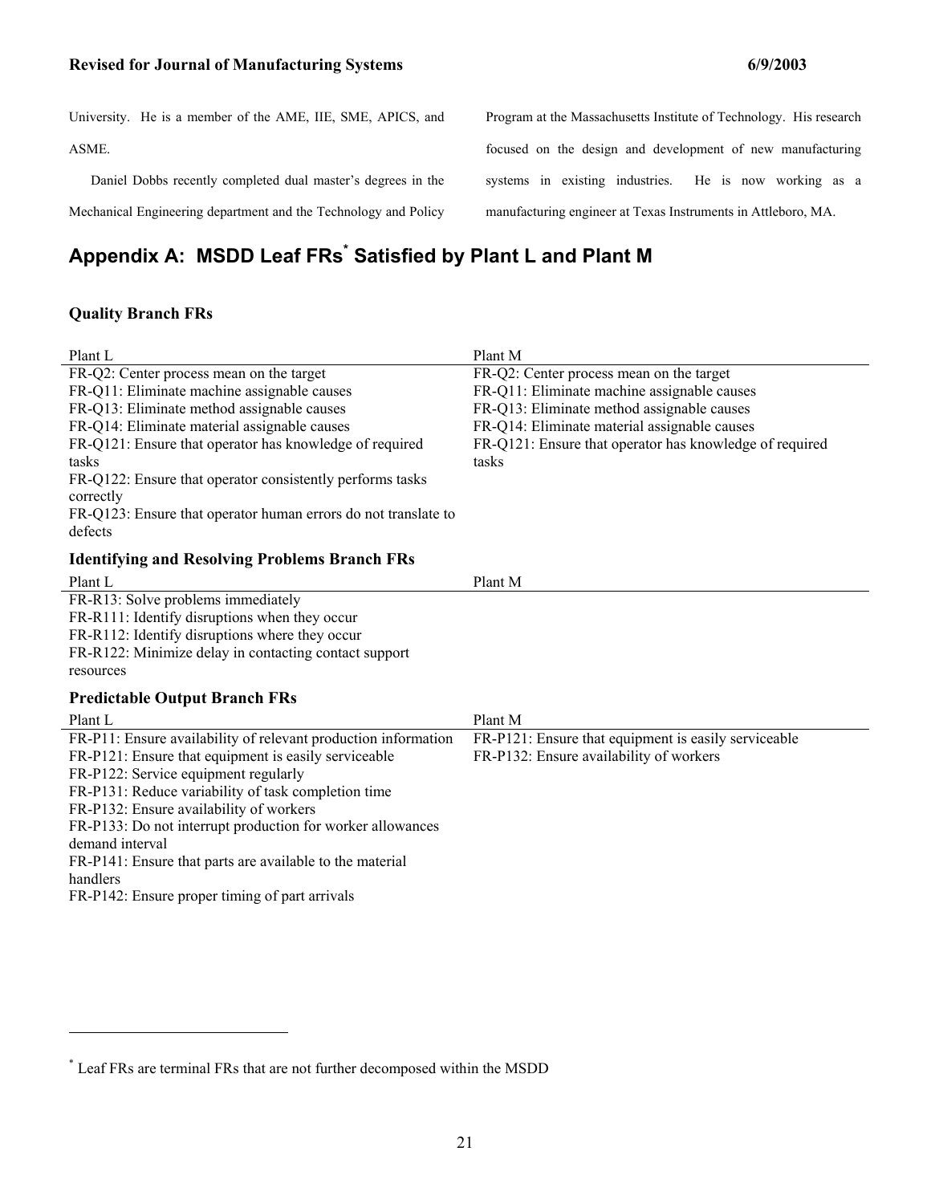University. He is a member of the AME, IIE, SME, APICS, and ASME.

Daniel Dobbs recently completed dual master's degrees in the Mechanical Engineering department and the Technology and Policy Program at the Massachusetts Institute of Technology. His research focused on the design and development of new manufacturing systems in existing industries. He is now working as a manufacturing engineer at Texas Instruments in Attleboro, MA.

## Appendix A: MSDD Leaf FRs* Satisfied by Plant L and Plant M

### Quality Branch FRs

| Plant L | Plant M |
|---|---|
| FR-Q2: Center process mean on the target | FR-Q2: Center process mean on the target |
| FR-Q11: Eliminate machine assignable causes | FR-Q11: Eliminate machine assignable causes |
| FR-Q13: Eliminate method assignable causes | FR-Q13: Eliminate method assignable causes |
| FR-Q14: Eliminate material assignable causes | FR-Q14: Eliminate material assignable causes |
| FR-Q121: Ensure that operator has knowledge of required tasks | FR-Q121: Ensure that operator has knowledge of required tasks |
| FR-Q122: Ensure that operator consistently performs tasks correctly | |
| FR-Q123: Ensure that operator human errors do not translate to defects | |

### Identifying and Resolving Problems Branch FRs

| Plant L | Plant M |
|---|---|
| FR-R13: Solve problems immediately | |
| FR-R111: Identify disruptions when they occur | |
| FR-R112: Identify disruptions where they occur | |
| FR-R122: Minimize delay in contacting contact support resources | |

### Predictable Output Branch FRs

| Plant L | Plant M |
|---|---|
| FR-P11: Ensure availability of relevant production information | FR-P121: Ensure that equipment is easily serviceable |
| FR-P121: Ensure that equipment is easily serviceable | FR-P132: Ensure availability of workers |
| FR-P122: Service equipment regularly | |
| FR-P131: Reduce variability of task completion time | |
| FR-P132: Ensure availability of workers | |
| FR-P133: Do not interrupt production for worker allowances demand interval | |
| FR-P141: Ensure that parts are available to the material handlers | |
| FR-P142: Ensure proper timing of part arrivals | |

* Leaf FRs are terminal FRs that are not further decomposed within the MSDD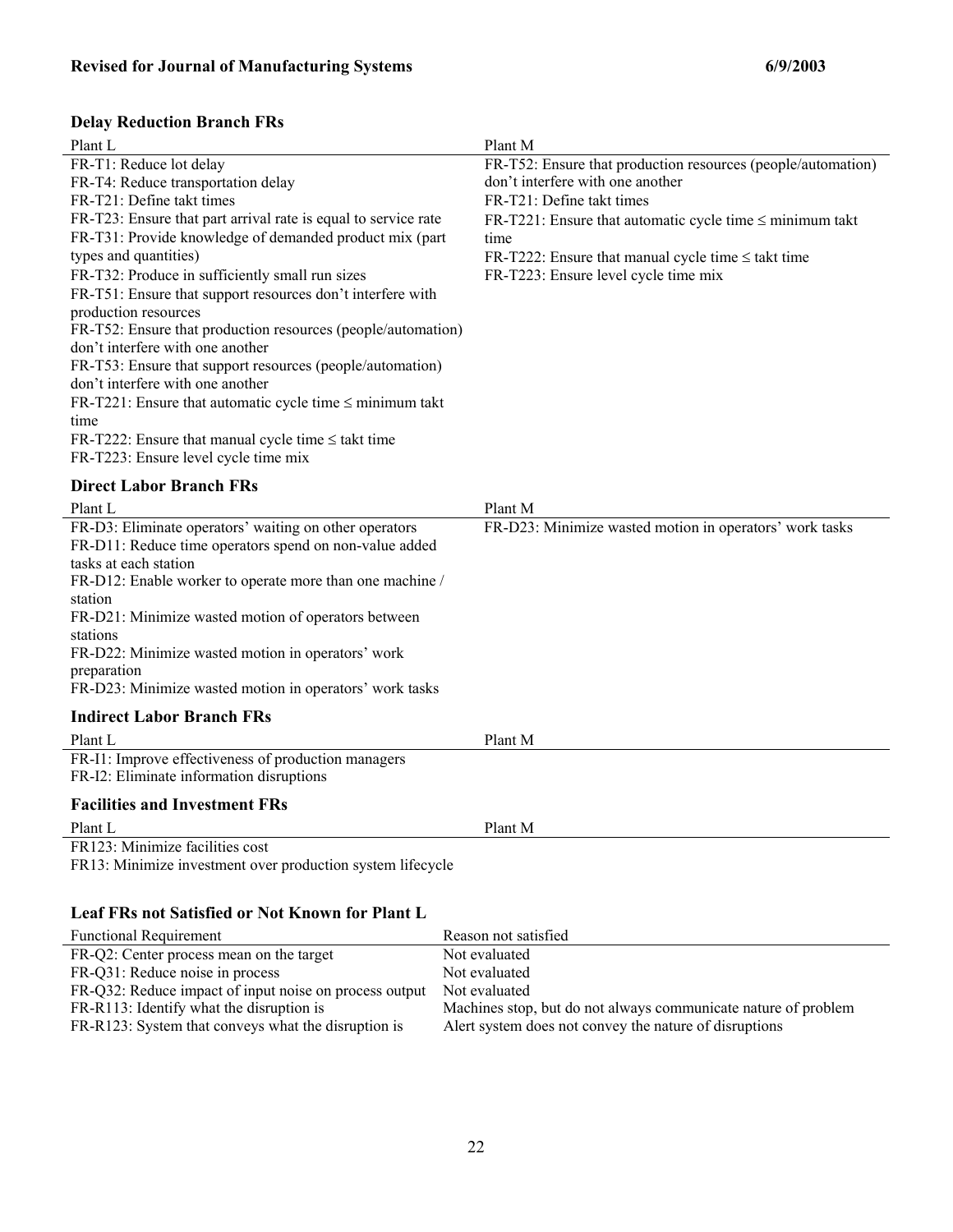### Delay Reduction Branch FRs

| Plant L | Plant M |
|---|---|
| FR-T1: Reduce lot delay<br>FR-T4: Reduce transportation delay<br>FR-T21: Define takt times<br>FR-T23: Ensure that part arrival rate is equal to service rate<br>FR-T31: Provide knowledge of demanded product mix (part types and quantities)<br>FR-T32: Produce in sufficiently small run sizes<br>FR-T51: Ensure that support resources don't interfere with production resources<br>FR-T52: Ensure that production resources (people/automation) don't interfere with one another<br>FR-T53: Ensure that support resources (people/automation) don't interfere with one another<br>FR-T221: Ensure that automatic cycle time ≤ minimum takt time<br>FR-T222: Ensure that manual cycle time ≤ takt time<br>FR-T223: Ensure level cycle time mix | FR-T52: Ensure that production resources (people/automation) don't interfere with one another<br>FR-T21: Define takt times<br>FR-T221: Ensure that automatic cycle time ≤ minimum takt time<br>FR-T222: Ensure that manual cycle time ≤ takt time<br>FR-T223: Ensure level cycle time mix |

### Direct Labor Branch FRs

| Plant L | Plant M |
|---|---|
| FR-D3: Eliminate operators' waiting on other operators<br>FR-D11: Reduce time operators spend on non-value added tasks at each station<br>FR-D12: Enable worker to operate more than one machine / station<br>FR-D21: Minimize wasted motion of operators between stations<br>FR-D22: Minimize wasted motion in operators' work preparation<br>FR-D23: Minimize wasted motion in operators' work tasks | FR-D23: Minimize wasted motion in operators' work tasks |

### Indirect Labor Branch FRs

| Plant L | Plant M |
|---|---|
| FR-I1: Improve effectiveness of production managers<br>FR-I2: Eliminate information disruptions | |

### Facilities and Investment FRs

| Plant L | Plant M |
|---|---|
| FR123: Minimize facilities cost<br>FR13: Minimize investment over production system lifecycle | |

### Leaf FRs not Satisfied or Not Known for Plant L

| Functional Requirement | Reason not satisfied |
|---|---|
| FR-Q2: Center process mean on the target | Not evaluated |
| FR-Q31: Reduce noise in process | Not evaluated |
| FR-Q32: Reduce impact of input noise on process output | Not evaluated |
| FR-R113: Identify what the disruption is | Machines stop, but do not always communicate nature of problem |
| FR-R123: System that conveys what the disruption is | Alert system does not convey the nature of disruptions |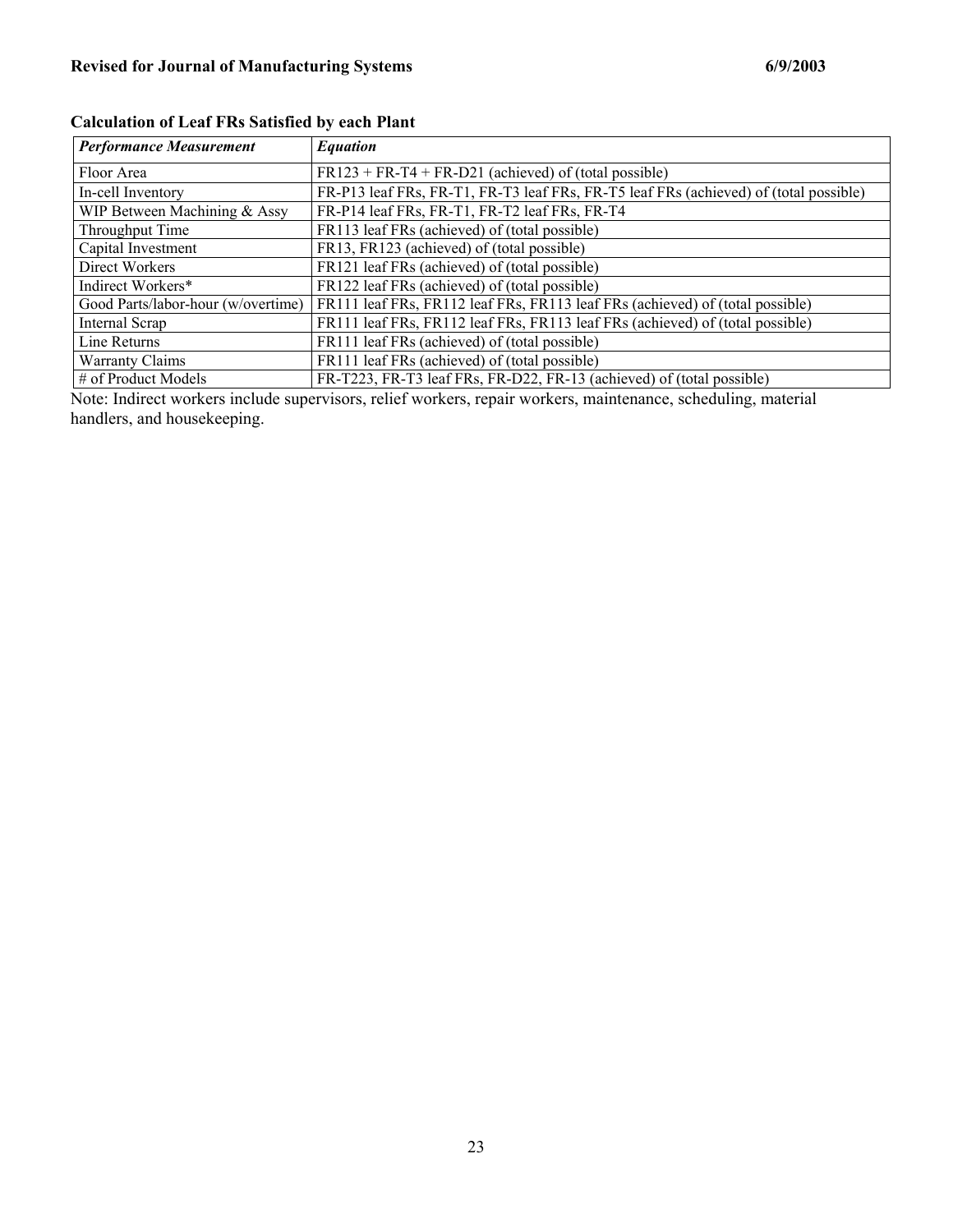**Calculation of Leaf FRs Satisfied by each Plant**

| *Performance Measurement* | *Equation* |
|---|---|
| Floor Area | FR123 + FR-T4 + FR-D21 (achieved) of (total possible) |
| In-cell Inventory | FR-P13 leaf FRs, FR-T1, FR-T3 leaf FRs, FR-T5 leaf FRs (achieved) of (total possible) |
| WIP Between Machining & Assy | FR-P14 leaf FRs, FR-T1, FR-T2 leaf FRs, FR-T4 |
| Throughput Time | FR113 leaf FRs (achieved) of (total possible) |
| Capital Investment | FR13, FR123 (achieved) of (total possible) |
| Direct Workers | FR121 leaf FRs (achieved) of (total possible) |
| Indirect Workers* | FR122 leaf FRs (achieved) of (total possible) |
| Good Parts/labor-hour (w/overtime) | FR111 leaf FRs, FR112 leaf FRs, FR113 leaf FRs (achieved) of (total possible) |
| Internal Scrap | FR111 leaf FRs, FR112 leaf FRs, FR113 leaf FRs (achieved) of (total possible) |
| Line Returns | FR111 leaf FRs (achieved) of (total possible) |
| Warranty Claims | FR111 leaf FRs (achieved) of (total possible) |
| # of Product Models | FR-T223, FR-T3 leaf FRs, FR-D22, FR-13 (achieved) of (total possible) |

Note: Indirect workers include supervisors, relief workers, repair workers, maintenance, scheduling, material handlers, and housekeeping.